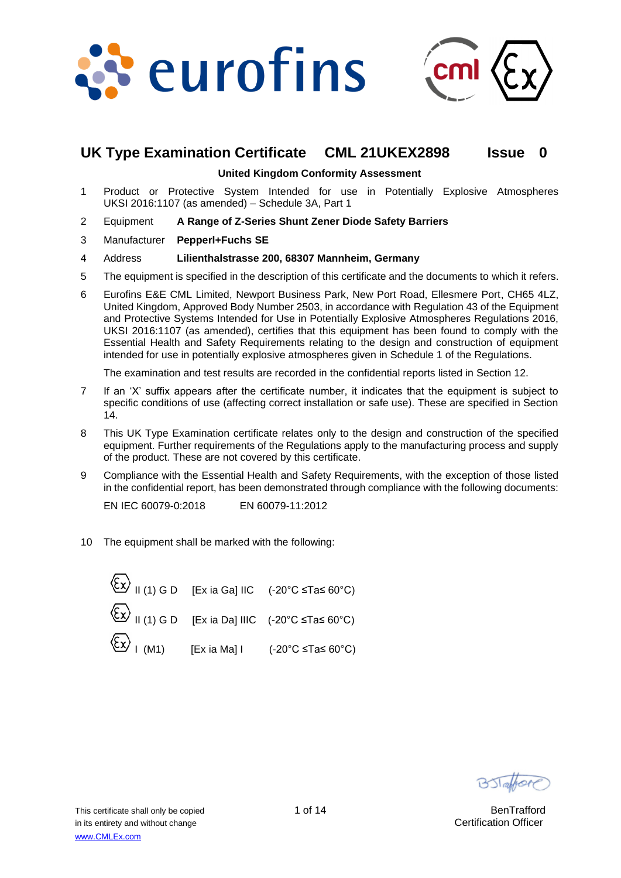## UK Type Examination Certificate CML 21UKEX2898 Issue 0

**United Kingdom Conformity Assessment**

1 Product or Protective System Intended for use in Potentially Explosive Atmospheres UKSI 2016:1107 (as amended) – Schedule 3A, Part 1

2 Equipment **A Range of Z-Series Shunt Zener Diode Safety Barriers**

3 Manufacturer **Pepperl+Fuchs SE**

4 Address **Lilienthalstrasse 200, 68307 Mannheim, Germany**

5 The equipment is specified in the description of this certificate and the documents to which it refers.

6 Eurofins E&E CML Limited, Newport Business Park, New Port Road, Ellesmere Port, CH65 4LZ, United Kingdom, Approved Body Number 2503, in accordance with Regulation 43 of the Equipment and Protective Systems Intended for Use in Potentially Explosive Atmospheres Regulations 2016, UKSI 2016:1107 (as amended), certifies that this equipment has been found to comply with the Essential Health and Safety Requirements relating to the design and construction of equipment intended for use in potentially explosive atmospheres given in Schedule 1 of the Regulations.

The examination and test results are recorded in the confidential reports listed in Section 12.

7 If an 'X' suffix appears after the certificate number, it indicates that the equipment is subject to specific conditions of use (affecting correct installation or safe use). These are specified in Section 14.

8 This UK Type Examination certificate relates only to the design and construction of the specified equipment. Further requirements of the Regulations apply to the manufacturing process and supply of the product. These are not covered by this certificate.

9 Compliance with the Essential Health and Safety Requirements, with the exception of those listed in the confidential report, has been demonstrated through compliance with the following documents:

EN IEC 60079-0:2018 EN 60079-11:2012

10 The equipment shall be marked with the following:

| | | | |
|---|---|---|---|
| Ex | II (1) G D | [Ex ia Ga] IIC | (-20°C ≤Ta≤ 60°C) |
| Ex | II (1) G D | [Ex ia Da] IIIC | (-20°C ≤Ta≤ 60°C) |
| Ex | I (M1) | [Ex ia Ma] I | (-20°C ≤Ta≤ 60°C) |

This certificate shall only be copied in its entirety and without change
www.CMLEx.com

BenTrafford
Certification Officer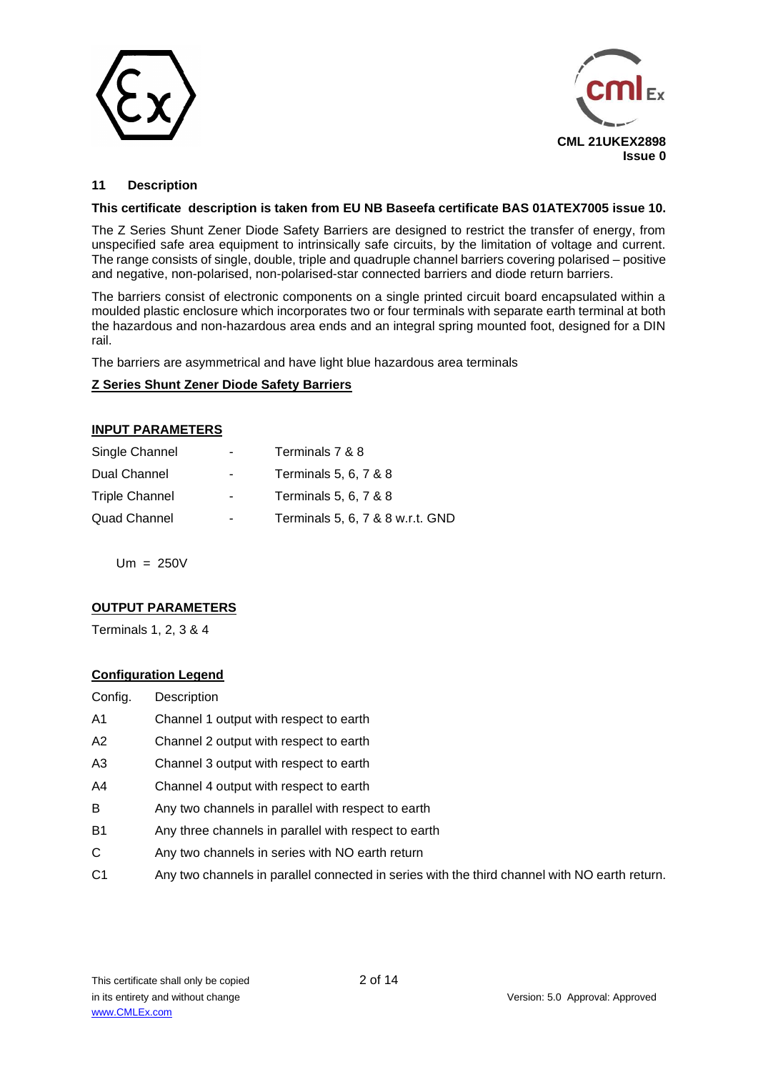## 11 Description

**This certificate description is taken from EU NB Baseefa certificate BAS 01ATEX7005 issue 10.**

The Z Series Shunt Zener Diode Safety Barriers are designed to restrict the transfer of energy, from unspecified safe area equipment to intrinsically safe circuits, by the limitation of voltage and current. The range consists of single, double, triple and quadruple channel barriers covering polarised – positive and negative, non-polarised, non-polarised-star connected barriers and diode return barriers.

The barriers consist of electronic components on a single printed circuit board encapsulated within a moulded plastic enclosure which incorporates two or four terminals with separate earth terminal at both the hazardous and non-hazardous area ends and an integral spring mounted foot, designed for a DIN rail.

The barriers are asymmetrical and have light blue hazardous area terminals

**Z Series Shunt Zener Diode Safety Barriers**

**INPUT PARAMETERS**

| | | |
|---|---|---|
| Single Channel | - | Terminals 7 & 8 |
| Dual Channel | - | Terminals 5, 6, 7 & 8 |
| Triple Channel | - | Terminals 5, 6, 7 & 8 |
| Quad Channel | - | Terminals 5, 6, 7 & 8 w.r.t. GND |

$U_m$ = 250V

**OUTPUT PARAMETERS**

Terminals 1, 2, 3 & 4

**Configuration Legend**

| Config. | Description |
|---|---|
| A1 | Channel 1 output with respect to earth |
| A2 | Channel 2 output with respect to earth |
| A3 | Channel 3 output with respect to earth |
| A4 | Channel 4 output with respect to earth |
| B | Any two channels in parallel with respect to earth |
| B1 | Any three channels in parallel with respect to earth |
| C | Any two channels in series with NO earth return |
| C1 | Any two channels in parallel connected in series with the third channel with NO earth return. |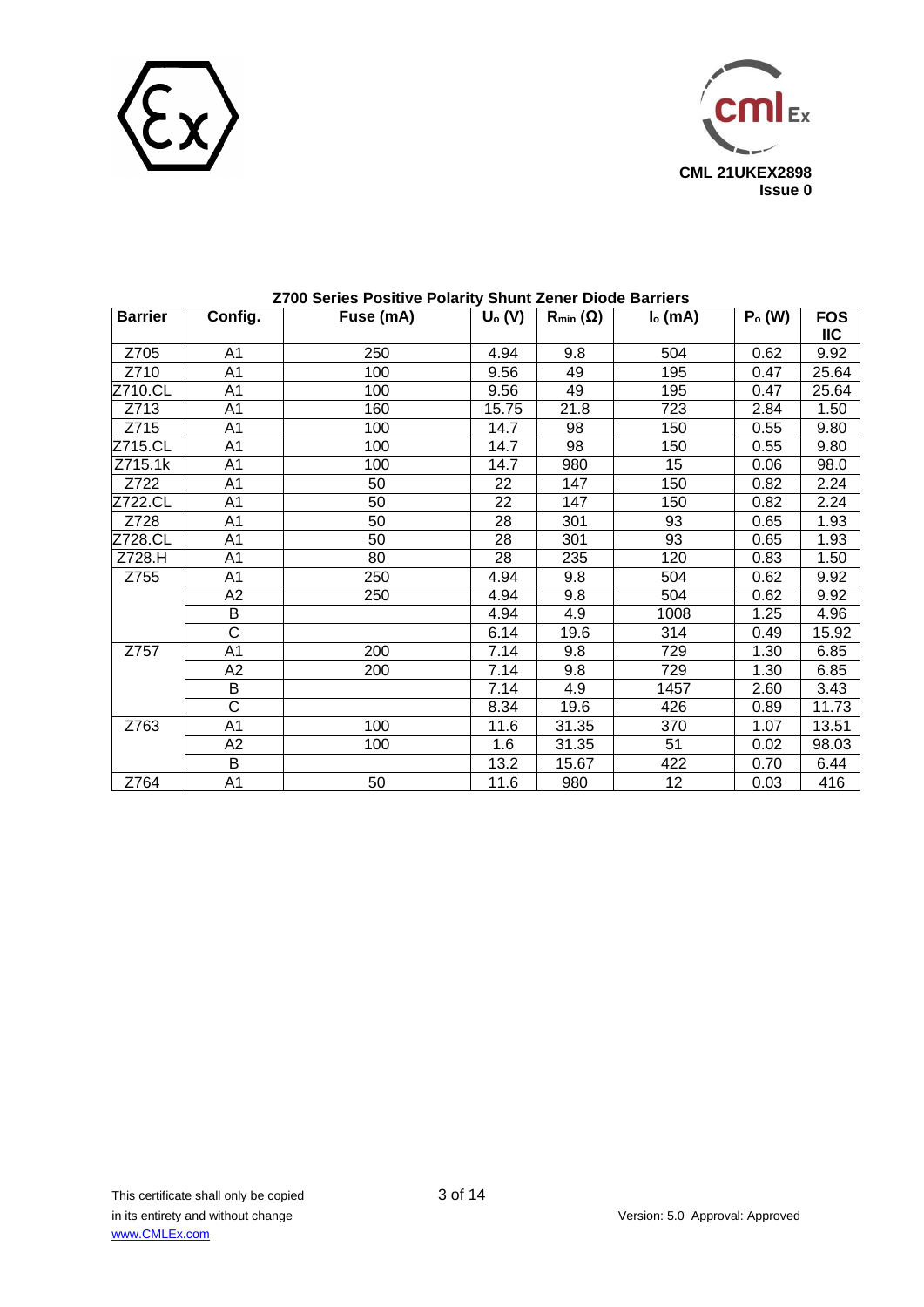**Z700 Series Positive Polarity Shunt Zener Diode Barriers**

| Barrier | Config. | Fuse (mA) | $U_o$ (V) | $R_{min}$ (Ω) | $I_o$ (mA) | $P_o$ (W) | FOS IIC |
|---|---|---|---|---|---|---|---|
| Z705 | A1 | 250 | 4.94 | 9.8 | 504 | 0.62 | 9.92 |
| Z710 | A1 | 100 | 9.56 | 49 | 195 | 0.47 | 25.64 |
| Z710.CL | A1 | 100 | 9.56 | 49 | 195 | 0.47 | 25.64 |
| Z713 | A1 | 160 | 15.75 | 21.8 | 723 | 2.84 | 1.50 |
| Z715 | A1 | 100 | 14.7 | 98 | 150 | 0.55 | 9.80 |
| Z715.CL | A1 | 100 | 14.7 | 98 | 150 | 0.55 | 9.80 |
| Z715.1k | A1 | 100 | 14.7 | 980 | 15 | 0.06 | 98.0 |
| Z722 | A1 | 50 | 22 | 147 | 150 | 0.82 | 2.24 |
| Z722.CL | A1 | 50 | 22 | 147 | 150 | 0.82 | 2.24 |
| Z728 | A1 | 50 | 28 | 301 | 93 | 0.65 | 1.93 |
| Z728.CL | A1 | 50 | 28 | 301 | 93 | 0.65 | 1.93 |
| Z728.H | A1 | 80 | 28 | 235 | 120 | 0.83 | 1.50 |
| Z755 | A1 | 250 | 4.94 | 9.8 | 504 | 0.62 | 9.92 |
| | A2 | 250 | 4.94 | 9.8 | 504 | 0.62 | 9.92 |
| | B | | 4.94 | 4.9 | 1008 | 1.25 | 4.96 |
| | C | | 6.14 | 19.6 | 314 | 0.49 | 15.92 |
| Z757 | A1 | 200 | 7.14 | 9.8 | 729 | 1.30 | 6.85 |
| | A2 | 200 | 7.14 | 9.8 | 729 | 1.30 | 6.85 |
| | B | | 7.14 | 4.9 | 1457 | 2.60 | 3.43 |
| | C | | 8.34 | 19.6 | 426 | 0.89 | 11.73 |
| Z763 | A1 | 100 | 11.6 | 31.35 | 370 | 1.07 | 13.51 |
| | A2 | 100 | 1.6 | 31.35 | 51 | 0.02 | 98.03 |
| | B | | 13.2 | 15.67 | 422 | 0.70 | 6.44 |
| Z764 | A1 | 50 | 11.6 | 980 | 12 | 0.03 | 416 |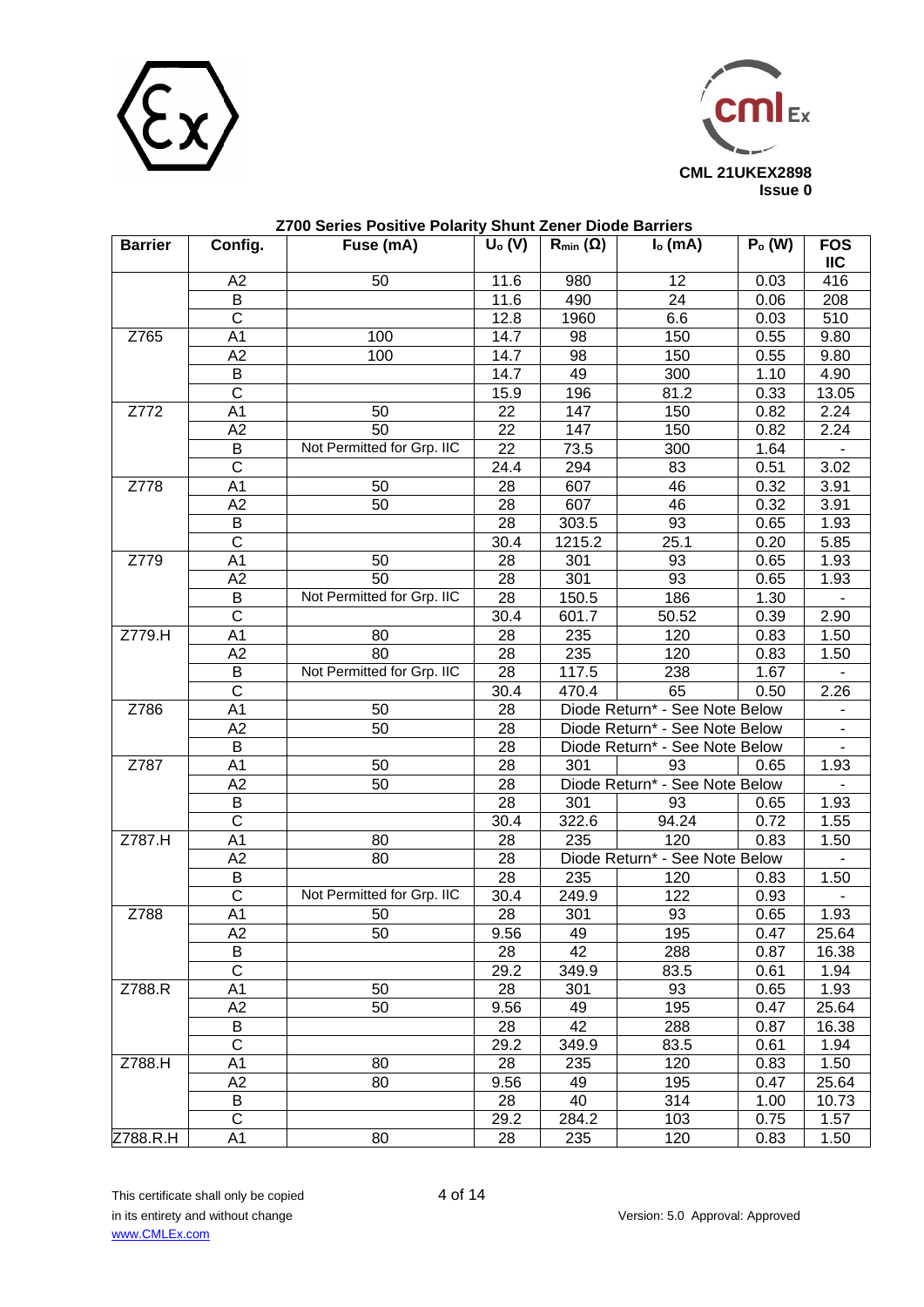**CML 21UKEX2898**
**Issue 0**

**Z700 Series Positive Polarity Shunt Zener Diode Barriers**

| Barrier | Config. | Fuse (mA) | $U_o$ (V) | $R_{min}$ (Ω) | $I_o$ (mA) | $P_o$ (W) | FOS IIC |
|---|---|---|---|---|---|---|---|
| | A2 | 50 | 11.6 | 980 | 12 | 0.03 | 416 |
| | B | | 11.6 | 490 | 24 | 0.06 | 208 |
| | C | | 12.8 | 1960 | 6.6 | 0.03 | 510 |
| Z765 | A1 | 100 | 14.7 | 98 | 150 | 0.55 | 9.80 |
| | A2 | 100 | 14.7 | 98 | 150 | 0.55 | 9.80 |
| | B | | 14.7 | 49 | 300 | 1.10 | 4.90 |
| | C | | 15.9 | 196 | 81.2 | 0.33 | 13.05 |
| Z772 | A1 | 50 | 22 | 147 | 150 | 0.82 | 2.24 |
| | A2 | 50 | 22 | 147 | 150 | 0.82 | 2.24 |
| | B | Not Permitted for Grp. IIC | 22 | 73.5 | 300 | 1.64 | - |
| | C | | 24.4 | 294 | 83 | 0.51 | 3.02 |
| Z778 | A1 | 50 | 28 | 607 | 46 | 0.32 | 3.91 |
| | A2 | 50 | 28 | 607 | 46 | 0.32 | 3.91 |
| | B | | 28 | 303.5 | 93 | 0.65 | 1.93 |
| | C | | 30.4 | 1215.2 | 25.1 | 0.20 | 5.85 |
| Z779 | A1 | 50 | 28 | 301 | 93 | 0.65 | 1.93 |
| | A2 | 50 | 28 | 301 | 93 | 0.65 | 1.93 |
| | B | Not Permitted for Grp. IIC | 28 | 150.5 | 186 | 1.30 | - |
| | C | | 30.4 | 601.7 | 50.52 | 0.39 | 2.90 |
| Z779.H | A1 | 80 | 28 | 235 | 120 | 0.83 | 1.50 |
| | A2 | 80 | 28 | 235 | 120 | 0.83 | 1.50 |
| | B | Not Permitted for Grp. IIC | 28 | 117.5 | 238 | 1.67 | - |
| | C | | 30.4 | 470.4 | 65 | 0.50 | 2.26 |
| Z786 | A1 | 50 | 28 | Diode Return* - See Note Below | | | - |
| | A2 | 50 | 28 | Diode Return* - See Note Below | | | - |
| | B | | 28 | Diode Return* - See Note Below | | | - |
| Z787 | A1 | 50 | 28 | 301 | 93 | 0.65 | 1.93 |
| | A2 | 50 | 28 | Diode Return* - See Note Below | | | - |
| | B | | 28 | 301 | 93 | 0.65 | 1.93 |
| | C | | 30.4 | 322.6 | 94.24 | 0.72 | 1.55 |
| Z787.H | A1 | 80 | 28 | 235 | 120 | 0.83 | 1.50 |
| | A2 | 80 | 28 | Diode Return* - See Note Below | | | - |
| | B | | 28 | 235 | 120 | 0.83 | 1.50 |
| | C | Not Permitted for Grp. IIC | 30.4 | 249.9 | 122 | 0.93 | - |
| Z788 | A1 | 50 | 28 | 301 | 93 | 0.65 | 1.93 |
| | A2 | 50 | 9.56 | 49 | 195 | 0.47 | 25.64 |
| | B | | 28 | 42 | 288 | 0.87 | 16.38 |
| | C | | 29.2 | 349.9 | 83.5 | 0.61 | 1.94 |
| Z788.R | A1 | 50 | 28 | 301 | 93 | 0.65 | 1.93 |
| | A2 | 50 | 9.56 | 49 | 195 | 0.47 | 25.64 |
| | B | | 28 | 42 | 288 | 0.87 | 16.38 |
| | C | | 29.2 | 349.9 | 83.5 | 0.61 | 1.94 |
| Z788.H | A1 | 80 | 28 | 235 | 120 | 0.83 | 1.50 |
| | A2 | 80 | 9.56 | 49 | 195 | 0.47 | 25.64 |
| | B | | 28 | 40 | 314 | 1.00 | 10.73 |
| | C | | 29.2 | 284.2 | 103 | 0.75 | 1.57 |
| Z788.R.H | A1 | 80 | 28 | 235 | 120 | 0.83 | 1.50 |

This certificate shall only be copied in its entirety and without change
www.CMLEx.com

Version: 5.0 Approval: Approved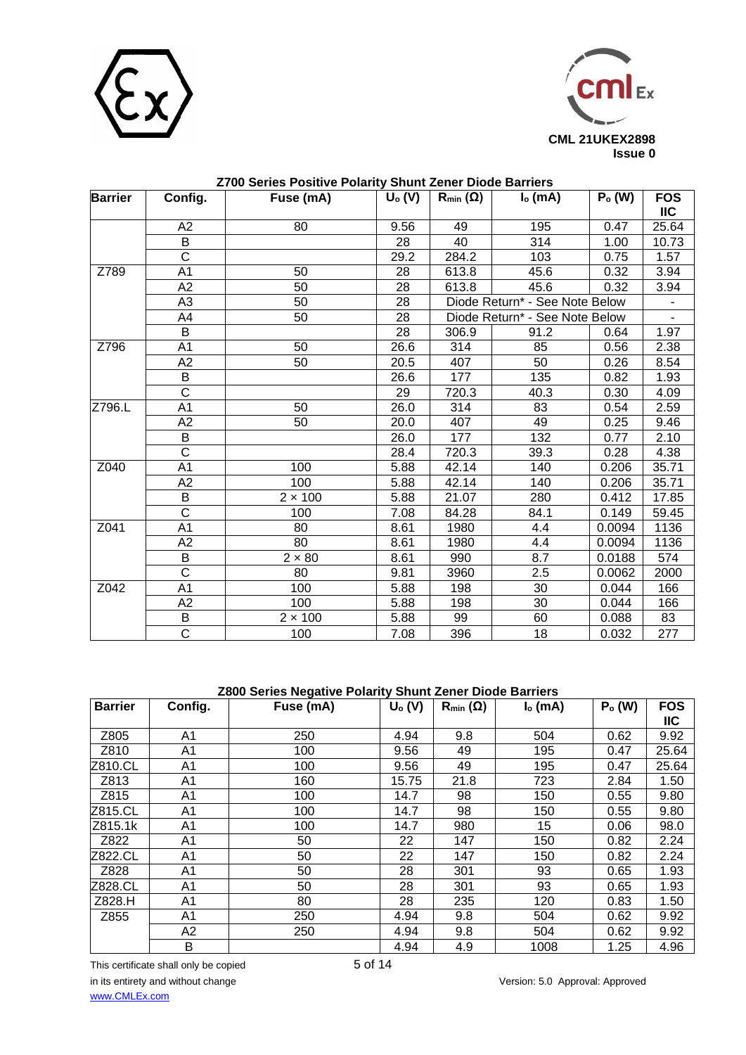**Z700 Series Positive Polarity Shunt Zener Diode Barriers**

| Barrier | Config. | Fuse (mA) | $U_o$ (V) | $R_{min}$ (Ω) | $I_o$ (mA) | $P_o$ (W) | FOS IIC |
|---|---|---|---|---|---|---|---|
| | A2 | 80 | 9.56 | 49 | 195 | 0.47 | 25.64 |
| | B | | 28 | 40 | 314 | 1.00 | 10.73 |
| | C | | 29.2 | 284.2 | 103 | 0.75 | 1.57 |
| Z789 | A1 | 50 | 28 | 613.8 | 45.6 | 0.32 | 3.94 |
| | A2 | 50 | 28 | 613.8 | 45.6 | 0.32 | 3.94 |
| | A3 | 50 | 28 | Diode Return* - See Note Below | | | - |
| | A4 | 50 | 28 | Diode Return* - See Note Below | | | - |
| | B | | 28 | 306.9 | 91.2 | 0.64 | 1.97 |
| Z796 | A1 | 50 | 26.6 | 314 | 85 | 0.56 | 2.38 |
| | A2 | 50 | 20.5 | 407 | 50 | 0.26 | 8.54 |
| | B | | 26.6 | 177 | 135 | 0.82 | 1.93 |
| | C | | 29 | 720.3 | 40.3 | 0.30 | 4.09 |
| Z796.L | A1 | 50 | 26.0 | 314 | 83 | 0.54 | 2.59 |
| | A2 | 50 | 20.0 | 407 | 49 | 0.25 | 9.46 |
| | B | | 26.0 | 177 | 132 | 0.77 | 2.10 |
| | C | | 28.4 | 720.3 | 39.3 | 0.28 | 4.38 |
| Z040 | A1 | 100 | 5.88 | 42.14 | 140 | 0.206 | 35.71 |
| | A2 | 100 | 5.88 | 42.14 | 140 | 0.206 | 35.71 |
| | B | 2 × 100 | 5.88 | 21.07 | 280 | 0.412 | 17.85 |
| | C | 100 | 7.08 | 84.28 | 84.1 | 0.149 | 59.45 |
| Z041 | A1 | 80 | 8.61 | 1980 | 4.4 | 0.0094 | 1136 |
| | A2 | 80 | 8.61 | 1980 | 4.4 | 0.0094 | 1136 |
| | B | 2 × 80 | 8.61 | 990 | 8.7 | 0.0188 | 574 |
| | C | 80 | 9.81 | 3960 | 2.5 | 0.0062 | 2000 |
| Z042 | A1 | 100 | 5.88 | 198 | 30 | 0.044 | 166 |
| | A2 | 100 | 5.88 | 198 | 30 | 0.044 | 166 |
| | B | 2 × 100 | 5.88 | 99 | 60 | 0.088 | 83 |
| | C | 100 | 7.08 | 396 | 18 | 0.032 | 277 |

**Z800 Series Negative Polarity Shunt Zener Diode Barriers**

| Barrier | Config. | Fuse (mA) | $U_o$ (V) | $R_{min}$ (Ω) | $I_o$ (mA) | $P_o$ (W) | FOS IIC |
|---|---|---|---|---|---|---|---|
| Z805 | A1 | 250 | 4.94 | 9.8 | 504 | 0.62 | 9.92 |
| Z810 | A1 | 100 | 9.56 | 49 | 195 | 0.47 | 25.64 |
| Z810.CL | A1 | 100 | 9.56 | 49 | 195 | 0.47 | 25.64 |
| Z813 | A1 | 160 | 15.75 | 21.8 | 723 | 2.84 | 1.50 |
| Z815 | A1 | 100 | 14.7 | 98 | 150 | 0.55 | 9.80 |
| Z815.CL | A1 | 100 | 14.7 | 98 | 150 | 0.55 | 9.80 |
| Z815.1k | A1 | 100 | 14.7 | 980 | 15 | 0.06 | 98.0 |
| Z822 | A1 | 50 | 22 | 147 | 150 | 0.82 | 2.24 |
| Z822.CL | A1 | 50 | 22 | 147 | 150 | 0.82 | 2.24 |
| Z828 | A1 | 50 | 28 | 301 | 93 | 0.65 | 1.93 |
| Z828.CL | A1 | 50 | 28 | 301 | 93 | 0.65 | 1.93 |
| Z828.H | A1 | 80 | 28 | 235 | 120 | 0.83 | 1.50 |
| Z855 | A1 | 250 | 4.94 | 9.8 | 504 | 0.62 | 9.92 |
| | A2 | 250 | 4.94 | 9.8 | 504 | 0.62 | 9.92 |
| | B | | 4.94 | 4.9 | 1008 | 1.25 | 4.96 |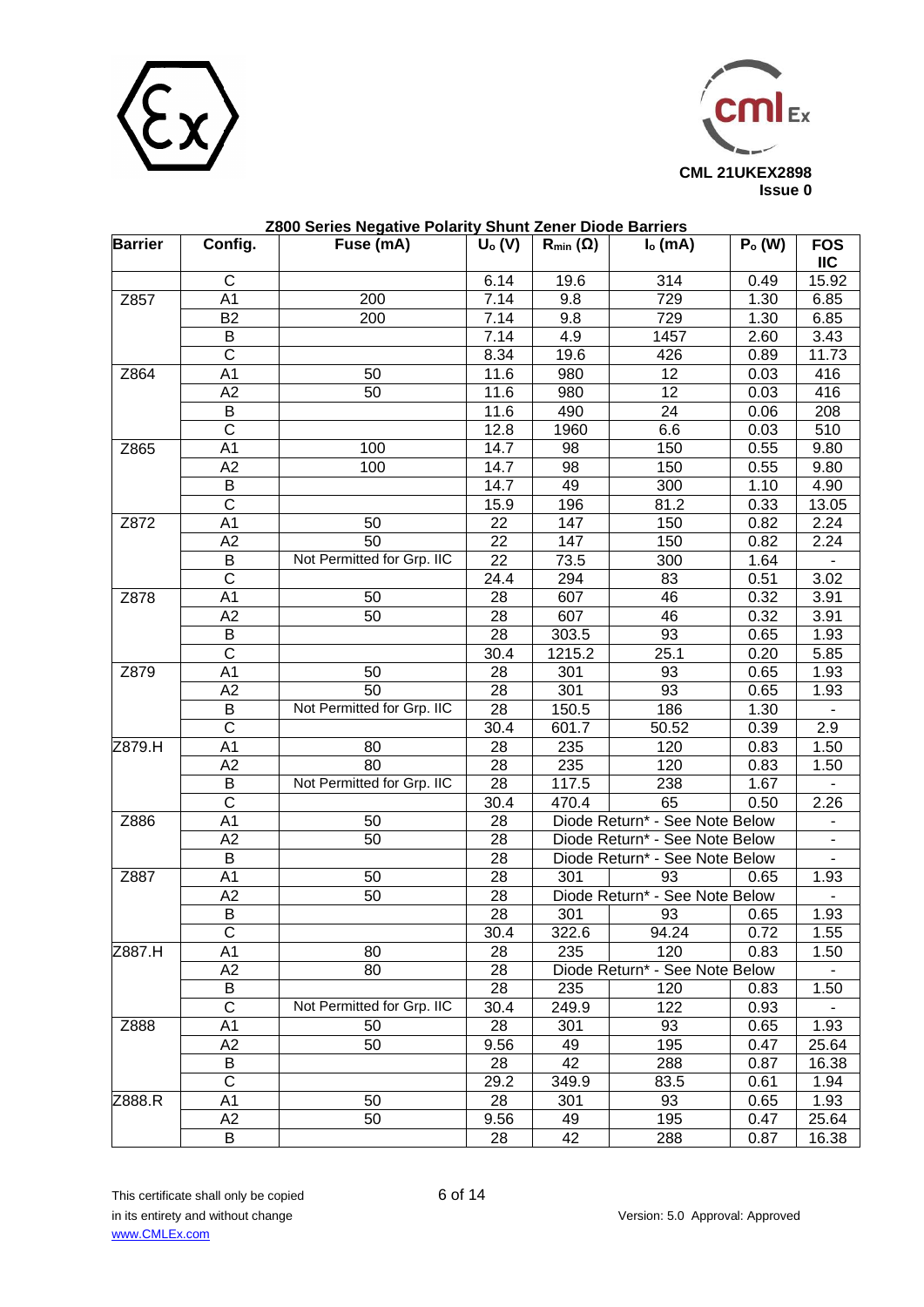**Z800 Series Negative Polarity Shunt Zener Diode Barriers**

| Barrier | Config. | Fuse (mA) | $U_o$ (V) | $R_{min}$ (Ω) | $I_o$ (mA) | $P_o$ (W) | FOS IIC |
|---|---|---|---|---|---|---|---|
| | C | | 6.14 | 19.6 | 314 | 0.49 | 15.92 |
| Z857 | A1 | 200 | 7.14 | 9.8 | 729 | 1.30 | 6.85 |
| | B2 | 200 | 7.14 | 9.8 | 729 | 1.30 | 6.85 |
| | B | | 7.14 | 4.9 | 1457 | 2.60 | 3.43 |
| | C | | 8.34 | 19.6 | 426 | 0.89 | 11.73 |
| Z864 | A1 | 50 | 11.6 | 980 | 12 | 0.03 | 416 |
| | A2 | 50 | 11.6 | 980 | 12 | 0.03 | 416 |
| | B | | 11.6 | 490 | 24 | 0.06 | 208 |
| | C | | 12.8 | 1960 | 6.6 | 0.03 | 510 |
| Z865 | A1 | 100 | 14.7 | 98 | 150 | 0.55 | 9.80 |
| | A2 | 100 | 14.7 | 98 | 150 | 0.55 | 9.80 |
| | B | | 14.7 | 49 | 300 | 1.10 | 4.90 |
| | C | | 15.9 | 196 | 81.2 | 0.33 | 13.05 |
| Z872 | A1 | 50 | 22 | 147 | 150 | 0.82 | 2.24 |
| | A2 | 50 | 22 | 147 | 150 | 0.82 | 2.24 |
| | B | Not Permitted for Grp. IIC | 22 | 73.5 | 300 | 1.64 | - |
| | C | | 24.4 | 294 | 83 | 0.51 | 3.02 |
| Z878 | A1 | 50 | 28 | 607 | 46 | 0.32 | 3.91 |
| | A2 | 50 | 28 | 607 | 46 | 0.32 | 3.91 |
| | B | | 28 | 303.5 | 93 | 0.65 | 1.93 |
| | C | | 30.4 | 1215.2 | 25.1 | 0.20 | 5.85 |
| Z879 | A1 | 50 | 28 | 301 | 93 | 0.65 | 1.93 |
| | A2 | 50 | 28 | 301 | 93 | 0.65 | 1.93 |
| | B | Not Permitted for Grp. IIC | 28 | 150.5 | 186 | 1.30 | - |
| | C | | 30.4 | 601.7 | 50.52 | 0.39 | 2.9 |
| Z879.H | A1 | 80 | 28 | 235 | 120 | 0.83 | 1.50 |
| | A2 | 80 | 28 | 235 | 120 | 0.83 | 1.50 |
| | B | Not Permitted for Grp. IIC | 28 | 117.5 | 238 | 1.67 | - |
| | C | | 30.4 | 470.4 | 65 | 0.50 | 2.26 |
| Z886 | A1 | 50 | 28 | Diode Return* - See Note Below | | | - |
| | A2 | 50 | 28 | Diode Return* - See Note Below | | | - |
| | B | | 28 | Diode Return* - See Note Below | | | - |
| Z887 | A1 | 50 | 28 | 301 | 93 | 0.65 | 1.93 |
| | A2 | 50 | 28 | Diode Return* - See Note Below | | | - |
| | B | | 28 | 301 | 93 | 0.65 | 1.93 |
| | C | | 30.4 | 322.6 | 94.24 | 0.72 | 1.55 |
| Z887.H | A1 | 80 | 28 | 235 | 120 | 0.83 | 1.50 |
| | A2 | 80 | 28 | Diode Return* - See Note Below | | | - |
| | B | | 28 | 235 | 120 | 0.83 | 1.50 |
| | C | Not Permitted for Grp. IIC | 30.4 | 249.9 | 122 | 0.93 | - |
| Z888 | A1 | 50 | 28 | 301 | 93 | 0.65 | 1.93 |
| | A2 | 50 | 9.56 | 49 | 195 | 0.47 | 25.64 |
| | B | | 28 | 42 | 288 | 0.87 | 16.38 |
| | C | | 29.2 | 349.9 | 83.5 | 0.61 | 1.94 |
| Z888.R | A1 | 50 | 28 | 301 | 93 | 0.65 | 1.93 |
| | A2 | 50 | 9.56 | 49 | 195 | 0.47 | 25.64 |
| | B | | 28 | 42 | 288 | 0.87 | 16.38 |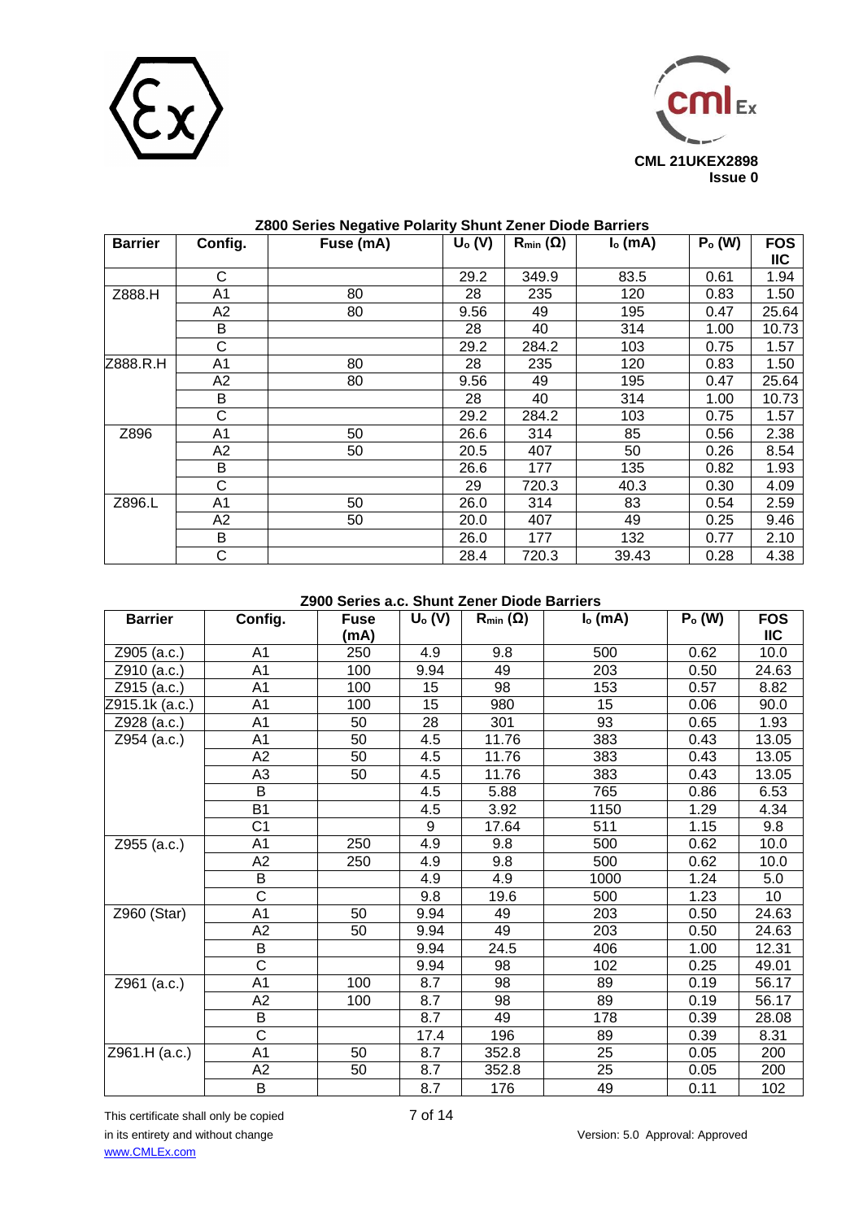**Z800 Series Negative Polarity Shunt Zener Diode Barriers**

| Barrier | Config. | Fuse (mA) | $U_o$ (V) | $R_{min}$ (Ω) | $I_o$ (mA) | $P_o$ (W) | FOS IIC |
|---|---|---|---|---|---|---|---|
| | C | | 29.2 | 349.9 | 83.5 | 0.61 | 1.94 |
| Z888.H | A1 | 80 | 28 | 235 | 120 | 0.83 | 1.50 |
| | A2 | 80 | 9.56 | 49 | 195 | 0.47 | 25.64 |
| | B | | 28 | 40 | 314 | 1.00 | 10.73 |
| | C | | 29.2 | 284.2 | 103 | 0.75 | 1.57 |
| Z888.R.H | A1 | 80 | 28 | 235 | 120 | 0.83 | 1.50 |
| | A2 | 80 | 9.56 | 49 | 195 | 0.47 | 25.64 |
| | B | | 28 | 40 | 314 | 1.00 | 10.73 |
| | C | | 29.2 | 284.2 | 103 | 0.75 | 1.57 |
| Z896 | A1 | 50 | 26.6 | 314 | 85 | 0.56 | 2.38 |
| | A2 | 50 | 20.5 | 407 | 50 | 0.26 | 8.54 |
| | B | | 26.6 | 177 | 135 | 0.82 | 1.93 |
| | C | | 29 | 720.3 | 40.3 | 0.30 | 4.09 |
| Z896.L | A1 | 50 | 26.0 | 314 | 83 | 0.54 | 2.59 |
| | A2 | 50 | 20.0 | 407 | 49 | 0.25 | 9.46 |
| | B | | 26.0 | 177 | 132 | 0.77 | 2.10 |
| | C | | 28.4 | 720.3 | 39.43 | 0.28 | 4.38 |

**Z900 Series a.c. Shunt Zener Diode Barriers**

| Barrier | Config. | Fuse (mA) | $U_o$ (V) | $R_{min}$ (Ω) | $I_o$ (mA) | $P_o$ (W) | FOS IIC |
|---|---|---|---|---|---|---|---|
| Z905 (a.c.) | A1 | 250 | 4.9 | 9.8 | 500 | 0.62 | 10.0 |
| Z910 (a.c.) | A1 | 100 | 9.94 | 49 | 203 | 0.50 | 24.63 |
| Z915 (a.c.) | A1 | 100 | 15 | 98 | 153 | 0.57 | 8.82 |
| Z915.1k (a.c.) | A1 | 100 | 15 | 980 | 15 | 0.06 | 90.0 |
| Z928 (a.c.) | A1 | 50 | 28 | 301 | 93 | 0.65 | 1.93 |
| Z954 (a.c.) | A1 | 50 | 4.5 | 11.76 | 383 | 0.43 | 13.05 |
| | A2 | 50 | 4.5 | 11.76 | 383 | 0.43 | 13.05 |
| | A3 | 50 | 4.5 | 11.76 | 383 | 0.43 | 13.05 |
| | B | | 4.5 | 5.88 | 765 | 0.86 | 6.53 |
| | B1 | | 4.5 | 3.92 | 1150 | 1.29 | 4.34 |
| | C1 | | 9 | 17.64 | 511 | 1.15 | 9.8 |
| Z955 (a.c.) | A1 | 250 | 4.9 | 9.8 | 500 | 0.62 | 10.0 |
| | A2 | 250 | 4.9 | 9.8 | 500 | 0.62 | 10.0 |
| | B | | 4.9 | 4.9 | 1000 | 1.24 | 5.0 |
| | C | | 9.8 | 19.6 | 500 | 1.23 | 10 |
| Z960 (Star) | A1 | 50 | 9.94 | 49 | 203 | 0.50 | 24.63 |
| | A2 | 50 | 9.94 | 49 | 203 | 0.50 | 24.63 |
| | B | | 9.94 | 24.5 | 406 | 1.00 | 12.31 |
| | C | | 9.94 | 98 | 102 | 0.25 | 49.01 |
| Z961 (a.c.) | A1 | 100 | 8.7 | 98 | 89 | 0.19 | 56.17 |
| | A2 | 100 | 8.7 | 98 | 89 | 0.19 | 56.17 |
| | B | | 8.7 | 49 | 178 | 0.39 | 28.08 |
| | C | | 17.4 | 196 | 89 | 0.39 | 8.31 |
| Z961.H (a.c.) | A1 | 50 | 8.7 | 352.8 | 25 | 0.05 | 200 |
| | A2 | 50 | 8.7 | 352.8 | 25 | 0.05 | 200 |
| | B | | 8.7 | 176 | 49 | 0.11 | 102 |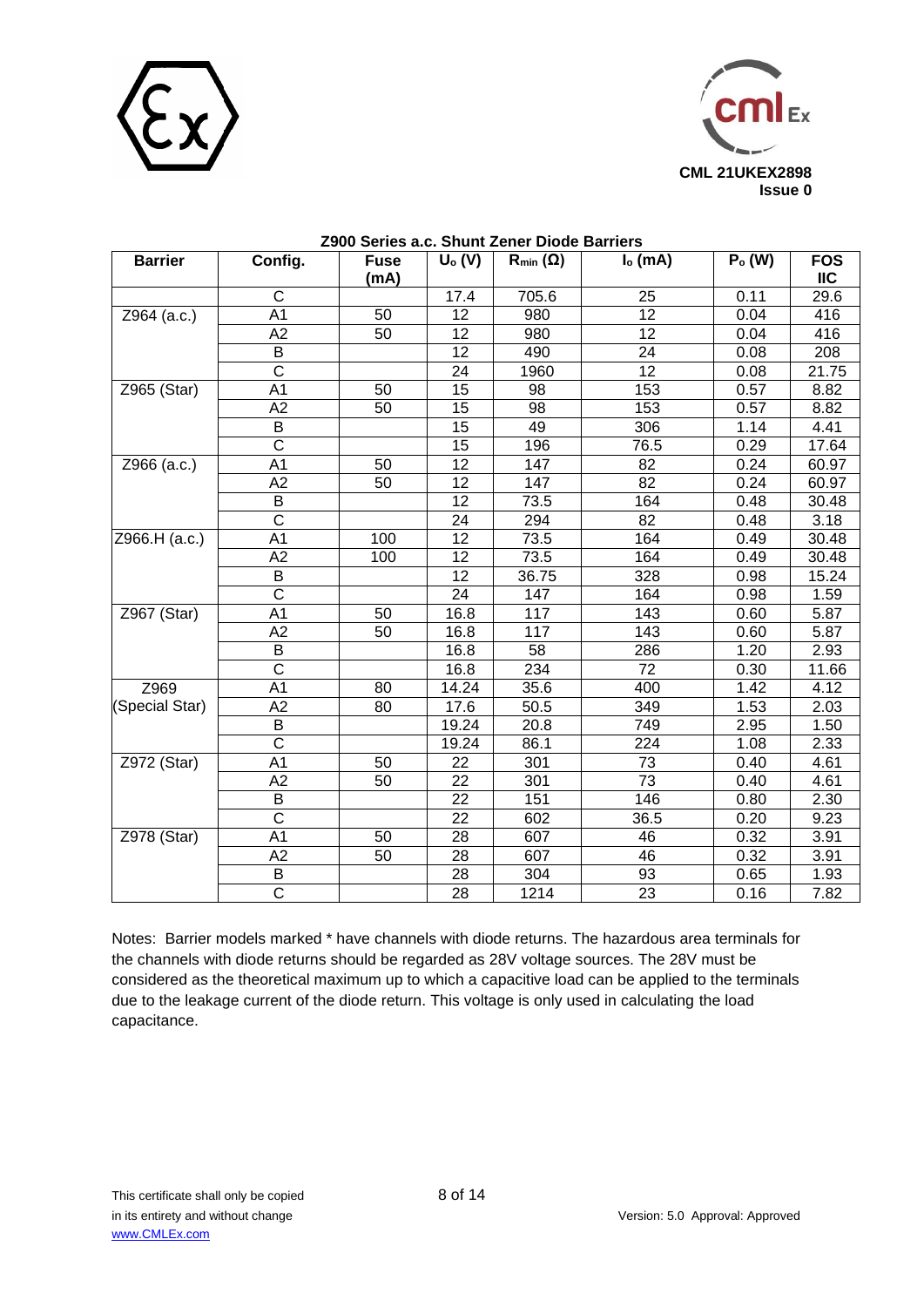CML 21UKEX2898
Issue 0

**Z900 Series a.c. Shunt Zener Diode Barriers**

| Barrier | Config. | Fuse (mA) | $U_o$ (V) | $R_{min}$ (Ω) | $I_o$ (mA) | $P_o$ (W) | FOS IIC |
|---|---|---|---|---|---|---|---|
| | C | | 17.4 | 705.6 | 25 | 0.11 | 29.6 |
| Z964 (a.c.) | A1 | 50 | 12 | 980 | 12 | 0.04 | 416 |
| | A2 | 50 | 12 | 980 | 12 | 0.04 | 416 |
| | B | | 12 | 490 | 24 | 0.08 | 208 |
| | C | | 24 | 1960 | 12 | 0.08 | 21.75 |
| Z965 (Star) | A1 | 50 | 15 | 98 | 153 | 0.57 | 8.82 |
| | A2 | 50 | 15 | 98 | 153 | 0.57 | 8.82 |
| | B | | 15 | 49 | 306 | 1.14 | 4.41 |
| | C | | 15 | 196 | 76.5 | 0.29 | 17.64 |
| Z966 (a.c.) | A1 | 50 | 12 | 147 | 82 | 0.24 | 60.97 |
| | A2 | 50 | 12 | 147 | 82 | 0.24 | 60.97 |
| | B | | 12 | 73.5 | 164 | 0.48 | 30.48 |
| | C | | 24 | 294 | 82 | 0.48 | 3.18 |
| Z966.H (a.c.) | A1 | 100 | 12 | 73.5 | 164 | 0.49 | 30.48 |
| | A2 | 100 | 12 | 73.5 | 164 | 0.49 | 30.48 |
| | B | | 12 | 36.75 | 328 | 0.98 | 15.24 |
| | C | | 24 | 147 | 164 | 0.98 | 1.59 |
| Z967 (Star) | A1 | 50 | 16.8 | 117 | 143 | 0.60 | 5.87 |
| | A2 | 50 | 16.8 | 117 | 143 | 0.60 | 5.87 |
| | B | | 16.8 | 58 | 286 | 1.20 | 2.93 |
| | C | | 16.8 | 234 | 72 | 0.30 | 11.66 |
| Z969 (Special Star) | A1 | 80 | 14.24 | 35.6 | 400 | 1.42 | 4.12 |
| | A2 | 80 | 17.6 | 50.5 | 349 | 1.53 | 2.03 |
| | B | | 19.24 | 20.8 | 749 | 2.95 | 1.50 |
| | C | | 19.24 | 86.1 | 224 | 1.08 | 2.33 |
| Z972 (Star) | A1 | 50 | 22 | 301 | 73 | 0.40 | 4.61 |
| | A2 | 50 | 22 | 301 | 73 | 0.40 | 4.61 |
| | B | | 22 | 151 | 146 | 0.80 | 2.30 |
| | C | | 22 | 602 | 36.5 | 0.20 | 9.23 |
| Z978 (Star) | A1 | 50 | 28 | 607 | 46 | 0.32 | 3.91 |
| | A2 | 50 | 28 | 607 | 46 | 0.32 | 3.91 |
| | B | | 28 | 304 | 93 | 0.65 | 1.93 |
| | C | | 28 | 1214 | 23 | 0.16 | 7.82 |

Notes: Barrier models marked * have channels with diode returns. The hazardous area terminals for the channels with diode returns should be regarded as 28V voltage sources. The 28V must be considered as the theoretical maximum up to which a capacitive load can be applied to the terminals due to the leakage current of the diode return. This voltage is only used in calculating the load capacitance.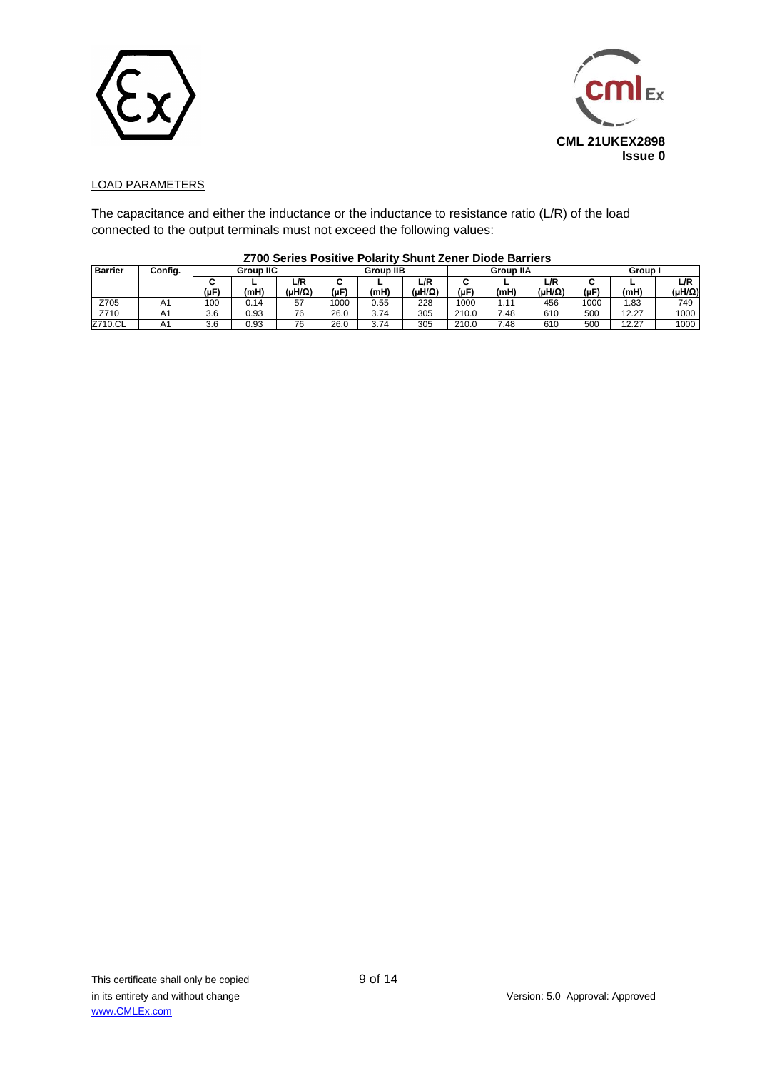LOAD PARAMETERS

The capacitance and either the inductance or the inductance to resistance ratio (L/R) of the load connected to the output terminals must not exceed the following values:

**Z700 Series Positive Polarity Shunt Zener Diode Barriers**

| Barrier | Config. | Group IIC | | | Group IIB | | | Group IIA | | | Group I | | |
|---|---|---|---|---|---|---|---|---|---|---|---|---|---|
| | | C (μF) | L (mH) | L/R (μH/Ω) | C (μF) | L (mH) | L/R (μH/Ω) | C (μF) | L (mH) | L/R (μH/Ω) | C (μF) | L (mH) | L/R (μH/Ω) |
| Z705 | A1 | 100 | 0.14 | 57 | 1000 | 0.55 | 228 | 1000 | 1.11 | 456 | 1000 | 1.83 | 749 |
| Z710 | A1 | 3.6 | 0.93 | 76 | 26.0 | 3.74 | 305 | 210.0 | 7.48 | 610 | 500 | 12.27 | 1000 |
| Z710.CL | A1 | 3.6 | 0.93 | 76 | 26.0 | 3.74 | 305 | 210.0 | 7.48 | 610 | 500 | 12.27 | 1000 |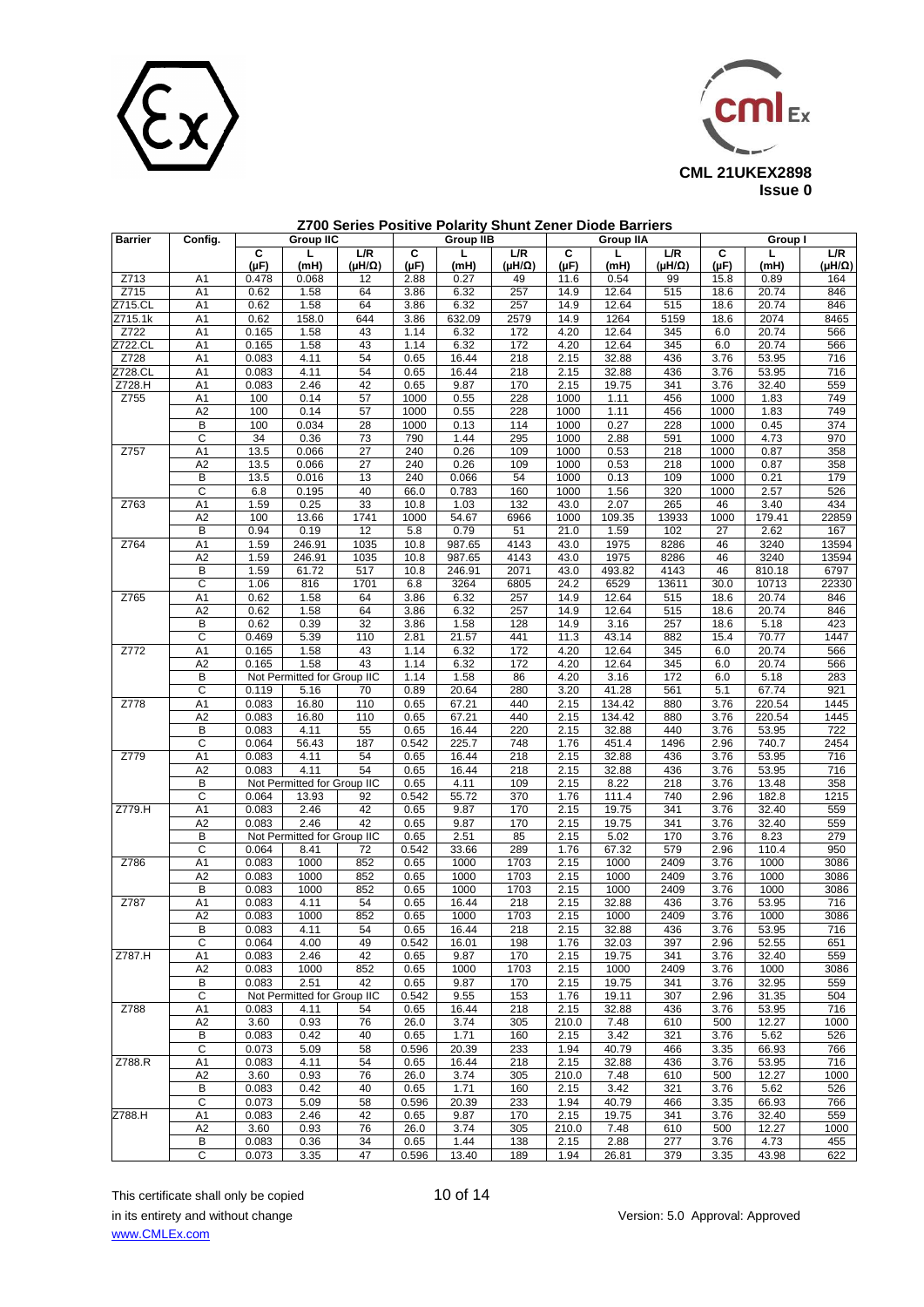**CML 21UKEX2898**
**Issue 0**

## Z700 Series Positive Polarity Shunt Zener Diode Barriers

| Barrier | Config. | Group IIC | | | Group IIB | | | Group IIA | | | Group I | | |
|---|---|---|---|---|---|---|---|---|---|---|---|---|---|
| | | C (μF) | L (mH) | L/R (μH/Ω) | C (μF) | L (mH) | L/R (μH/Ω) | C (μF) | L (mH) | L/R (μH/Ω) | C (μF) | L (mH) | L/R (μH/Ω) |
| Z713 | A1 | 0.478 | 0.068 | 12 | 2.88 | 0.27 | 49 | 11.6 | 0.54 | 99 | 15.8 | 0.89 | 164 |
| Z715 | A1 | 0.62 | 1.58 | 64 | 3.86 | 6.32 | 257 | 14.9 | 12.64 | 515 | 18.6 | 20.74 | 846 |
| Z715.CL | A1 | 0.62 | 1.58 | 64 | 3.86 | 6.32 | 257 | 14.9 | 12.64 | 515 | 18.6 | 20.74 | 846 |
| Z715.1k | A1 | 0.62 | 158.0 | 644 | 3.86 | 632.09 | 2579 | 14.9 | 1264 | 5159 | 18.6 | 2074 | 8465 |
| Z722 | A1 | 0.165 | 1.58 | 43 | 1.14 | 6.32 | 172 | 4.20 | 12.64 | 345 | 6.0 | 20.74 | 566 |
| Z722.CL | A1 | 0.165 | 1.58 | 43 | 1.14 | 6.32 | 172 | 4.20 | 12.64 | 345 | 6.0 | 20.74 | 566 |
| Z728 | A1 | 0.083 | 4.11 | 54 | 0.65 | 16.44 | 218 | 2.15 | 32.88 | 436 | 3.76 | 53.95 | 716 |
| Z728.CL | A1 | 0.083 | 4.11 | 54 | 0.65 | 16.44 | 218 | 2.15 | 32.88 | 436 | 3.76 | 53.95 | 716 |
| Z728.H | A1 | 0.083 | 2.46 | 42 | 0.65 | 9.87 | 170 | 2.15 | 19.75 | 341 | 3.76 | 32.40 | 559 |
| Z755 | A1 | 100 | 0.14 | 57 | 1000 | 0.55 | 228 | 1000 | 1.11 | 456 | 1000 | 1.83 | 749 |
| | A2 | 100 | 0.14 | 57 | 1000 | 0.55 | 228 | 1000 | 1.11 | 456 | 1000 | 1.83 | 749 |
| | B | 100 | 0.034 | 28 | 1000 | 0.13 | 114 | 1000 | 0.27 | 228 | 1000 | 0.45 | 374 |
| | C | 34 | 0.36 | 73 | 790 | 1.44 | 295 | 1000 | 2.88 | 591 | 1000 | 4.73 | 970 |
| Z757 | A1 | 13.5 | 0.066 | 27 | 240 | 0.26 | 109 | 1000 | 0.53 | 218 | 1000 | 0.87 | 358 |
| | A2 | 13.5 | 0.066 | 27 | 240 | 0.26 | 109 | 1000 | 0.53 | 218 | 1000 | 0.87 | 358 |
| | B | 13.5 | 0.016 | 13 | 240 | 0.066 | 54 | 1000 | 0.13 | 109 | 1000 | 0.21 | 179 |
| | C | 6.8 | 0.195 | 40 | 66.0 | 0.783 | 160 | 1000 | 1.56 | 320 | 1000 | 2.57 | 526 |
| Z763 | A1 | 1.59 | 0.25 | 33 | 10.8 | 1.03 | 132 | 43.0 | 2.07 | 265 | 46 | 3.40 | 434 |
| | A2 | 100 | 13.66 | 1741 | 1000 | 54.67 | 6966 | 1000 | 109.35 | 13933 | 1000 | 179.41 | 22859 |
| | B | 0.94 | 0.19 | 12 | 5.8 | 0.79 | 51 | 21.0 | 1.59 | 102 | 27 | 2.62 | 167 |
| Z764 | A1 | 1.59 | 246.91 | 1035 | 10.8 | 987.65 | 4143 | 43.0 | 1975 | 8286 | 46 | 3240 | 13594 |
| | A2 | 1.59 | 246.91 | 1035 | 10.8 | 987.65 | 4143 | 43.0 | 1975 | 8286 | 46 | 3240 | 13594 |
| | B | 1.59 | 61.72 | 517 | 10.8 | 246.91 | 2071 | 43.0 | 493.82 | 4143 | 46 | 810.18 | 6797 |
| | C | 1.06 | 816 | 1701 | 6.8 | 3264 | 6805 | 24.2 | 6529 | 13611 | 30.0 | 10713 | 22330 |
| Z765 | A1 | 0.62 | 1.58 | 64 | 3.86 | 6.32 | 257 | 14.9 | 12.64 | 515 | 18.6 | 20.74 | 846 |
| | A2 | 0.62 | 1.58 | 64 | 3.86 | 6.32 | 257 | 14.9 | 12.64 | 515 | 18.6 | 20.74 | 846 |
| | B | 0.62 | 0.39 | 32 | 3.86 | 1.58 | 128 | 14.9 | 3.16 | 257 | 18.6 | 5.18 | 423 |
| | C | 0.469 | 5.39 | 110 | 2.81 | 21.57 | 441 | 11.3 | 43.14 | 882 | 15.4 | 70.77 | 1447 |
| Z772 | A1 | 0.165 | 1.58 | 43 | 1.14 | 6.32 | 172 | 4.20 | 12.64 | 345 | 6.0 | 20.74 | 566 |
| | A2 | 0.165 | 1.58 | 43 | 1.14 | 6.32 | 172 | 4.20 | 12.64 | 345 | 6.0 | 20.74 | 566 |
| | B | Not Permitted for Group IIC | | | 1.14 | 1.58 | 86 | 4.20 | 3.16 | 172 | 6.0 | 5.18 | 283 |
| | C | 0.119 | 5.16 | 70 | 0.89 | 20.64 | 280 | 3.20 | 41.28 | 561 | 5.1 | 67.74 | 921 |
| Z778 | A1 | 0.083 | 16.80 | 110 | 0.65 | 67.21 | 440 | 2.15 | 134.42 | 880 | 3.76 | 220.54 | 1445 |
| | A2 | 0.083 | 16.80 | 110 | 0.65 | 67.21 | 440 | 2.15 | 134.42 | 880 | 3.76 | 220.54 | 1445 |
| | B | 0.083 | 4.11 | 55 | 0.65 | 16.44 | 220 | 2.15 | 32.88 | 440 | 3.76 | 53.95 | 722 |
| | C | 0.064 | 56.43 | 187 | 0.542 | 225.7 | 748 | 1.76 | 451.4 | 1496 | 2.96 | 740.7 | 2454 |
| Z779 | A1 | 0.083 | 4.11 | 54 | 0.65 | 16.44 | 218 | 2.15 | 32.88 | 436 | 3.76 | 53.95 | 716 |
| | A2 | 0.083 | 4.11 | 54 | 0.65 | 16.44 | 218 | 2.15 | 32.88 | 436 | 3.76 | 53.95 | 716 |
| | B | Not Permitted for Group IIC | | | 0.65 | 4.11 | 109 | 2.15 | 8.22 | 218 | 3.76 | 13.48 | 358 |
| | C | 0.064 | 13.93 | 92 | 0.542 | 55.72 | 370 | 1.76 | 111.4 | 740 | 2.96 | 182.8 | 1215 |
| Z779.H | A1 | 0.083 | 2.46 | 42 | 0.65 | 9.87 | 170 | 2.15 | 19.75 | 341 | 3.76 | 32.40 | 559 |
| | A2 | 0.083 | 2.46 | 42 | 0.65 | 9.87 | 170 | 2.15 | 19.75 | 341 | 3.76 | 32.40 | 559 |
| | B | Not Permitted for Group IIC | | | 0.65 | 2.51 | 85 | 2.15 | 5.02 | 170 | 3.76 | 8.23 | 279 |
| | C | 0.064 | 8.41 | 72 | 0.542 | 33.66 | 289 | 1.76 | 67.32 | 579 | 2.96 | 110.4 | 950 |
| Z786 | A1 | 0.083 | 1000 | 852 | 0.65 | 1000 | 1703 | 2.15 | 1000 | 2409 | 3.76 | 1000 | 3086 |
| | A2 | 0.083 | 1000 | 852 | 0.65 | 1000 | 1703 | 2.15 | 1000 | 2409 | 3.76 | 1000 | 3086 |
| | B | 0.083 | 1000 | 852 | 0.65 | 1000 | 1703 | 2.15 | 1000 | 2409 | 3.76 | 1000 | 3086 |
| Z787 | A1 | 0.083 | 4.11 | 54 | 0.65 | 16.44 | 218 | 2.15 | 32.88 | 436 | 3.76 | 53.95 | 716 |
| | A2 | 0.083 | 1000 | 852 | 0.65 | 1000 | 1703 | 2.15 | 1000 | 2409 | 3.76 | 1000 | 3086 |
| | B | 0.083 | 4.11 | 54 | 0.65 | 16.44 | 218 | 2.15 | 32.88 | 436 | 3.76 | 53.95 | 716 |
| | C | 0.064 | 4.00 | 49 | 0.542 | 16.01 | 198 | 1.76 | 32.03 | 397 | 2.96 | 52.55 | 651 |
| Z787.H | A1 | 0.083 | 2.46 | 42 | 0.65 | 9.87 | 170 | 2.15 | 19.75 | 341 | 3.76 | 32.40 | 559 |
| | A2 | 0.083 | 1000 | 852 | 0.65 | 1000 | 1703 | 2.15 | 1000 | 2409 | 3.76 | 1000 | 3086 |
| | B | 0.083 | 2.51 | 42 | 0.65 | 9.87 | 170 | 2.15 | 19.75 | 341 | 3.76 | 32.95 | 559 |
| | C | Not Permitted for Group IIC | | | 0.542 | 9.55 | 153 | 1.76 | 19.11 | 307 | 2.96 | 31.35 | 504 |
| Z788 | A1 | 0.083 | 4.11 | 54 | 0.65 | 16.44 | 218 | 2.15 | 32.88 | 436 | 3.76 | 53.95 | 716 |
| | A2 | 3.60 | 0.93 | 76 | 26.0 | 3.74 | 305 | 210.0 | 7.48 | 610 | 500 | 12.27 | 1000 |
| | B | 0.083 | 0.42 | 40 | 0.65 | 1.71 | 160 | 2.15 | 3.42 | 321 | 3.76 | 5.62 | 526 |
| | C | 0.073 | 5.09 | 58 | 0.596 | 20.39 | 233 | 1.94 | 40.79 | 466 | 3.35 | 66.93 | 766 |
| Z788.R | A1 | 0.083 | 4.11 | 54 | 0.65 | 16.44 | 218 | 2.15 | 32.88 | 436 | 3.76 | 53.95 | 716 |
| | A2 | 3.60 | 0.93 | 76 | 26.0 | 3.74 | 305 | 210.0 | 7.48 | 610 | 500 | 12.27 | 1000 |
| | B | 0.083 | 0.42 | 40 | 0.65 | 1.71 | 160 | 2.15 | 3.42 | 321 | 3.76 | 5.62 | 526 |
| | C | 0.073 | 5.09 | 58 | 0.596 | 20.39 | 233 | 1.94 | 40.79 | 466 | 3.35 | 66.93 | 766 |
| Z788.H | A1 | 0.083 | 2.46 | 42 | 0.65 | 9.87 | 170 | 2.15 | 19.75 | 341 | 3.76 | 32.40 | 559 |
| | A2 | 3.60 | 0.93 | 76 | 26.0 | 3.74 | 305 | 210.0 | 7.48 | 610 | 500 | 12.27 | 1000 |
| | B | 0.083 | 0.36 | 34 | 0.65 | 1.44 | 138 | 2.15 | 2.88 | 277 | 3.76 | 4.73 | 455 |
| | C | 0.073 | 3.35 | 47 | 0.596 | 13.40 | 189 | 1.94 | 26.81 | 379 | 3.35 | 43.98 | 622 |

This certificate shall only be copied in its entirety and without change
www.CMLEx.com

Version: 5.0 Approval: Approved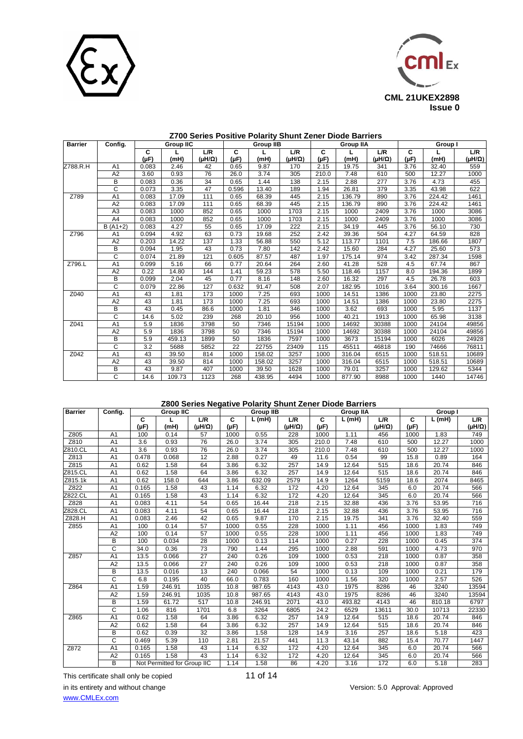CML 21UKEX2898
Issue 0

## Z700 Series Positive Polarity Shunt Zener Diode Barriers

| Barrier | Config. | Group IIC | | | Group IIB | | | Group IIA | | | Group I | | |
|---|---|---|---|---|---|---|---|---|---|---|---|---|---|
| | | C (µF) | L (mH) | L/R (µH/Ω) | C (µF) | L (mH) | L/R (µH/Ω) | C (µF) | L (mH) | L/R (µH/Ω) | C (µF) | L (mH) | L/R (µH/Ω) |
| Z788.R.H | A1 | 0.083 | 2.46 | 42 | 0.65 | 9.87 | 170 | 2.15 | 19.75 | 341 | 3.76 | 32.40 | 559 |
| | A2 | 3.60 | 0.93 | 76 | 26.0 | 3.74 | 305 | 210.0 | 7.48 | 610 | 500 | 12.27 | 1000 |
| | B | 0.083 | 0.36 | 34 | 0.65 | 1.44 | 138 | 2.15 | 2.88 | 277 | 3.76 | 4.73 | 455 |
| | C | 0.073 | 3.35 | 47 | 0.596 | 13.40 | 189 | 1.94 | 26.81 | 379 | 3.35 | 43.98 | 622 |
| Z789 | A1 | 0.083 | 17.09 | 111 | 0.65 | 68.39 | 445 | 2.15 | 136.79 | 890 | 3.76 | 224.42 | 1461 |
| | A2 | 0.083 | 17.09 | 111 | 0.65 | 68.39 | 445 | 2.15 | 136.79 | 890 | 3.76 | 224.42 | 1461 |
| | A3 | 0.083 | 1000 | 852 | 0.65 | 1000 | 1703 | 2.15 | 1000 | 2409 | 3.76 | 1000 | 3086 |
| | A4 | 0.083 | 1000 | 852 | 0.65 | 1000 | 1703 | 2.15 | 1000 | 2409 | 3.76 | 1000 | 3086 |
| | B (A1+2) | 0.083 | 4.27 | 55 | 0.65 | 17.09 | 222 | 2.15 | 34.19 | 445 | 3.76 | 56.10 | 730 |
| Z796 | A1 | 0.094 | 4.92 | 63 | 0.73 | 19.68 | 252 | 2.42 | 39.36 | 504 | 4.27 | 64.59 | 828 |
| | A2 | 0.203 | 14.22 | 137 | 1.33 | 56.88 | 550 | 5.12 | 113.77 | 1101 | 7.5 | 186.66 | 1807 |
| | B | 0.094 | 1.95 | 43 | 0.73 | 7.80 | 142 | 2.42 | 15.60 | 284 | 4.27 | 25.60 | 573 |
| | C | 0.074 | 21.89 | 121 | 0.605 | 87.57 | 487 | 1.97 | 175.14 | 974 | 3.42 | 287.34 | 1598 |
| Z796.L | A1 | 0.099 | 5.16 | 66 | 0.77 | 20.64 | 264 | 2.60 | 41.28 | 528 | 4.5 | 67.74 | 867 |
| | A2 | 0.22 | 14.80 | 144 | 1.41 | 59.23 | 578 | 5.50 | 118.46 | 1157 | 8.0 | 194.36 | 1899 |
| | B | 0.099 | 2.04 | 45 | 0.77 | 8.16 | 148 | 2.60 | 16.32 | 297 | 4.5 | 26.78 | 603 |
| | C | 0.079 | 22.86 | 127 | 0.632 | 91.47 | 508 | 2.07 | 182.95 | 1016 | 3.64 | 300.16 | 1667 |
| Z040 | A1 | 43 | 1.81 | 173 | 1000 | 7.25 | 693 | 1000 | 14.51 | 1386 | 1000 | 23.80 | 2275 |
| | A2 | 43 | 1.81 | 173 | 1000 | 7.25 | 693 | 1000 | 14.51 | 1386 | 1000 | 23.80 | 2275 |
| | B | 43 | 0.45 | 86.6 | 1000 | 1.81 | 346 | 1000 | 3.62 | 693 | 1000 | 5.95 | 1137 |
| | C | 14.6 | 5.02 | 239 | 268 | 20.10 | 956 | 1000 | 40.21 | 1913 | 1000 | 65.98 | 3138 |
| Z041 | A1 | 5.9 | 1836 | 3798 | 50 | 7346 | 15194 | 1000 | 14692 | 30388 | 1000 | 24104 | 49856 |
| | A2 | 5.9 | 1836 | 3798 | 50 | 7346 | 15194 | 1000 | 14692 | 30388 | 1000 | 24104 | 49856 |
| | B | 5.9 | 459.13 | 1899 | 50 | 1836 | 7597 | 1000 | 3673 | 15194 | 1000 | 6026 | 24928 |
| | C | 3.2 | 5688 | 5852 | 22 | 22755 | 23409 | 115 | 45511 | 46818 | 190 | 74666 | 76811 |
| Z042 | A1 | 43 | 39.50 | 814 | 1000 | 158.02 | 3257 | 1000 | 316.04 | 6515 | 1000 | 518.51 | 10689 |
| | A2 | 43 | 39.50 | 814 | 1000 | 158.02 | 3257 | 1000 | 316.04 | 6515 | 1000 | 518.51 | 10689 |
| | B | 43 | 9.87 | 407 | 1000 | 39.50 | 1628 | 1000 | 79.01 | 3257 | 1000 | 129.62 | 5344 |
| | C | 14.6 | 109.73 | 1123 | 268 | 438.95 | 4494 | 1000 | 877.90 | 8988 | 1000 | 1440 | 14746 |

## Z800 Series Negative Polarity Shunt Zener Diode Barriers

| Barrier | Config. | Group IIC | | | Group IIB | | | Group IIA | | | Group I | | |
|---|---|---|---|---|---|---|---|---|---|---|---|---|---|
| | | C (µF) | L (mH) | L/R (µH/Ω) | C (µF) | L (mH) | L/R (µH/Ω) | C (µF) | L (mH) | L/R (µH/Ω) | C (µF) | L (mH) | L/R (µH/Ω) |
| Z805 | A1 | 100 | 0.14 | 57 | 1000 | 0.55 | 228 | 1000 | 1.11 | 456 | 1000 | 1.83 | 749 |
| Z810 | A1 | 3.6 | 0.93 | 76 | 26.0 | 3.74 | 305 | 210.0 | 7.48 | 610 | 500 | 12.27 | 1000 |
| Z810.CL | A1 | 3.6 | 0.93 | 76 | 26.0 | 3.74 | 305 | 210.0 | 7.48 | 610 | 500 | 12.27 | 1000 |
| Z813 | A1 | 0.478 | 0.068 | 12 | 2.88 | 0.27 | 49 | 11.6 | 0.54 | 99 | 15.8 | 0.89 | 164 |
| Z815 | A1 | 0.62 | 1.58 | 64 | 3.86 | 6.32 | 257 | 14.9 | 12.64 | 515 | 18.6 | 20.74 | 846 |
| Z815.CL | A1 | 0.62 | 1.58 | 64 | 3.86 | 6.32 | 257 | 14.9 | 12.64 | 515 | 18.6 | 20.74 | 846 |
| Z815.1k | A1 | 0.62 | 158.0 | 644 | 3.86 | 632.09 | 2579 | 14.9 | 1264 | 5159 | 18.6 | 2074 | 8465 |
| Z822 | A1 | 0.165 | 1.58 | 43 | 1.14 | 6.32 | 172 | 4.20 | 12.64 | 345 | 6.0 | 20.74 | 566 |
| Z822.CL | A1 | 0.165 | 1.58 | 43 | 1.14 | 6.32 | 172 | 4.20 | 12.64 | 345 | 6.0 | 20.74 | 566 |
| Z828 | A1 | 0.083 | 4.11 | 54 | 0.65 | 16.44 | 218 | 2.15 | 32.88 | 436 | 3.76 | 53.95 | 716 |
| Z828.CL | A1 | 0.083 | 4.11 | 54 | 0.65 | 16.44 | 218 | 2.15 | 32.88 | 436 | 3.76 | 53.95 | 716 |
| Z828.H | A1 | 0.083 | 2.46 | 42 | 0.65 | 9.87 | 170 | 2.15 | 19.75 | 341 | 3.76 | 32.40 | 559 |
| Z855 | A1 | 100 | 0.14 | 57 | 1000 | 0.55 | 228 | 1000 | 1.11 | 456 | 1000 | 1.83 | 749 |
| | A2 | 100 | 0.14 | 57 | 1000 | 0.55 | 228 | 1000 | 1.11 | 456 | 1000 | 1.83 | 749 |
| | B | 100 | 0.034 | 28 | 1000 | 0.13 | 114 | 1000 | 0.27 | 228 | 1000 | 0.45 | 374 |
| | C | 34.0 | 0.36 | 73 | 790 | 1.44 | 295 | 1000 | 2.88 | 591 | 1000 | 4.73 | 970 |
| Z857 | A1 | 13.5 | 0.066 | 27 | 240 | 0.26 | 109 | 1000 | 0.53 | 218 | 1000 | 0.87 | 358 |
| | A2 | 13.5 | 0.066 | 27 | 240 | 0.26 | 109 | 1000 | 0.53 | 218 | 1000 | 0.87 | 358 |
| | B | 13.5 | 0.016 | 13 | 240 | 0.066 | 54 | 1000 | 0.13 | 109 | 1000 | 0.21 | 179 |
| | C | 6.8 | 0.195 | 40 | 66.0 | 0.783 | 160 | 1000 | 1.56 | 320 | 1000 | 2.57 | 526 |
| Z864 | A1 | 1.59 | 246.91 | 1035 | 10.8 | 987.65 | 4143 | 43.0 | 1975 | 8286 | 46 | 3240 | 13594 |
| | A2 | 1.59 | 246.91 | 1035 | 10.8 | 987.65 | 4143 | 43.0 | 1975 | 8286 | 46 | 3240 | 13594 |
| | B | 1.59 | 61.72 | 517 | 10.8 | 246.91 | 2071 | 43.0 | 493.82 | 4143 | 46 | 810.18 | 6797 |
| | C | 1.06 | 816 | 1701 | 6.8 | 3264 | 6805 | 24.2 | 6529 | 13611 | 30.0 | 10713 | 22330 |
| Z865 | A1 | 0.62 | 1.58 | 64 | 3.86 | 6.32 | 257 | 14.9 | 12.64 | 515 | 18.6 | 20.74 | 846 |
| | A2 | 0.62 | 1.58 | 64 | 3.86 | 6.32 | 257 | 14.9 | 12.64 | 515 | 18.6 | 20.74 | 846 |
| | B | 0.62 | 0.39 | 32 | 3.86 | 1.58 | 128 | 14.9 | 3.16 | 257 | 18.6 | 5.18 | 423 |
| | C | 0.469 | 5.39 | 110 | 2.81 | 21.57 | 441 | 11.3 | 43.14 | 882 | 15.4 | 70.77 | 1447 |
| Z872 | A1 | 0.165 | 1.58 | 43 | 1.14 | 6.32 | 172 | 4.20 | 12.64 | 345 | 6.0 | 20.74 | 566 |
| | A2 | 0.165 | 1.58 | 43 | 1.14 | 6.32 | 172 | 4.20 | 12.64 | 345 | 6.0 | 20.74 | 566 |
| | B | Not Permitted for Group IIC | | | 1.14 | 1.58 | 86 | 4.20 | 3.16 | 172 | 6.0 | 5.18 | 283 |

This certificate shall only be copied in its entirety and without change
www.CMLEx.com

Version: 5.0 Approval: Approved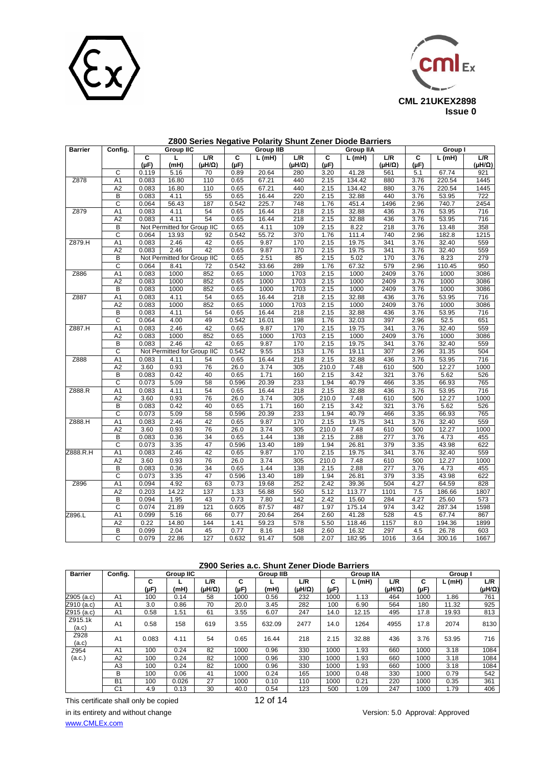### Z800 Series Negative Polarity Shunt Zener Diode Barriers

| Barrier | Config. | Group IIC | | | Group IIB | | | Group IIA | | | Group I | | |
|---|---|---|---|---|---|---|---|---|---|---|---|---|---|
| | | C (µF) | L (mH) | L/R (µH/Ω) | C (µF) | L (mH) | L/R (µH/Ω) | C (µF) | L (mH) | L/R (µH/Ω) | C (µF) | L (mH) | L/R (µH/Ω) |
| | C | 0.119 | 5.16 | 70 | 0.89 | 20.64 | 280 | 3.20 | 41.28 | 561 | 5.1 | 67.74 | 921 |
| Z878 | A1 | 0.083 | 16.80 | 110 | 0.65 | 67.21 | 440 | 2.15 | 134.42 | 880 | 3.76 | 220.54 | 1445 |
| | A2 | 0.083 | 16.80 | 110 | 0.65 | 67.21 | 440 | 2.15 | 134.42 | 880 | 3.76 | 220.54 | 1445 |
| | B | 0.083 | 4.11 | 55 | 0.65 | 16.44 | 220 | 2.15 | 32.88 | 440 | 3.76 | 53.95 | 722 |
| | C | 0.064 | 56.43 | 187 | 0.542 | 225.7 | 748 | 1.76 | 451.4 | 1496 | 2.96 | 740.7 | 2454 |
| Z879 | A1 | 0.083 | 4.11 | 54 | 0.65 | 16.44 | 218 | 2.15 | 32.88 | 436 | 3.76 | 53.95 | 716 |
| | A2 | 0.083 | 4.11 | 54 | 0.65 | 16.44 | 218 | 2.15 | 32.88 | 436 | 3.76 | 53.95 | 716 |
| | B | Not Permitted for Group IIC | | | 0.65 | 4.11 | 109 | 2.15 | 8.22 | 218 | 3.76 | 13.48 | 358 |
| | C | 0.064 | 13.93 | 92 | 0.542 | 55.72 | 370 | 1.76 | 111.4 | 740 | 2.96 | 182.8 | 1215 |
| Z879.H | A1 | 0.083 | 2.46 | 42 | 0.65 | 9.87 | 170 | 2.15 | 19.75 | 341 | 3.76 | 32.40 | 559 |
| | A2 | 0.083 | 2.46 | 42 | 0.65 | 9.87 | 170 | 2.15 | 19.75 | 341 | 3.76 | 32.40 | 559 |
| | B | Not Permitted for Group IIC | | | 0.65 | 2.51 | 85 | 2.15 | 5.02 | 170 | 3.76 | 8.23 | 279 |
| | C | 0.064 | 8.41 | 72 | 0.542 | 33.66 | 289 | 1.76 | 67.32 | 579 | 2.96 | 110.45 | 950 |
| Z886 | A1 | 0.083 | 1000 | 852 | 0.65 | 1000 | 1703 | 2.15 | 1000 | 2409 | 3.76 | 1000 | 3086 |
| | A2 | 0.083 | 1000 | 852 | 0.65 | 1000 | 1703 | 2.15 | 1000 | 2409 | 3.76 | 1000 | 3086 |
| | B | 0.083 | 1000 | 852 | 0.65 | 1000 | 1703 | 2.15 | 1000 | 2409 | 3.76 | 1000 | 3086 |
| Z887 | A1 | 0.083 | 4.11 | 54 | 0.65 | 16.44 | 218 | 2.15 | 32.88 | 436 | 3.76 | 53.95 | 716 |
| | A2 | 0.083 | 1000 | 852 | 0.65 | 1000 | 1703 | 2.15 | 1000 | 2409 | 3.76 | 1000 | 3086 |
| | B | 0.083 | 4.11 | 54 | 0.65 | 16.44 | 218 | 2.15 | 32.88 | 436 | 3.76 | 53.95 | 716 |
| | C | 0.064 | 4.00 | 49 | 0.542 | 16.01 | 198 | 1.76 | 32.03 | 397 | 2.96 | 52.5 | 651 |
| Z887.H | A1 | 0.083 | 2.46 | 42 | 0.65 | 9.87 | 170 | 2.15 | 19.75 | 341 | 3.76 | 32.40 | 559 |
| | A2 | 0.083 | 1000 | 852 | 0.65 | 1000 | 1703 | 2.15 | 1000 | 2409 | 3.76 | 1000 | 3086 |
| | B | 0.083 | 2.46 | 42 | 0.65 | 9.87 | 170 | 2.15 | 19.75 | 341 | 3.76 | 32.40 | 559 |
| | C | Not Permitted for Group IIC | | | 0.542 | 9.55 | 153 | 1.76 | 19.11 | 307 | 2.96 | 31.35 | 504 |
| Z888 | A1 | 0.083 | 4.11 | 54 | 0.65 | 16.44 | 218 | 2.15 | 32.88 | 436 | 3.76 | 53.95 | 716 |
| | A2 | 3.60 | 0.93 | 76 | 26.0 | 3.74 | 305 | 210.0 | 7.48 | 610 | 500 | 12.27 | 1000 |
| | B | 0.083 | 0.42 | 40 | 0.65 | 1.71 | 160 | 2.15 | 3.42 | 321 | 3.76 | 5.62 | 526 |
| | C | 0.073 | 5.09 | 58 | 0.596 | 20.39 | 233 | 1.94 | 40.79 | 466 | 3.35 | 66.93 | 765 |
| Z888.R | A1 | 0.083 | 4.11 | 54 | 0.65 | 16.44 | 218 | 2.15 | 32.88 | 436 | 3.76 | 53.95 | 716 |
| | A2 | 3.60 | 0.93 | 76 | 26.0 | 3.74 | 305 | 210.0 | 7.48 | 610 | 500 | 12.27 | 1000 |
| | B | 0.083 | 0.42 | 40 | 0.65 | 1.71 | 160 | 2.15 | 3.42 | 321 | 3.76 | 5.62 | 526 |
| | C | 0.073 | 5.09 | 58 | 0.596 | 20.39 | 233 | 1.94 | 40.79 | 466 | 3.35 | 66.93 | 765 |
| Z888.H | A1 | 0.083 | 2.46 | 42 | 0.65 | 9.87 | 170 | 2.15 | 19.75 | 341 | 3.76 | 32.40 | 559 |
| | A2 | 3.60 | 0.93 | 76 | 26.0 | 3.74 | 305 | 210.0 | 7.48 | 610 | 500 | 12.27 | 1000 |
| | B | 0.083 | 0.36 | 34 | 0.65 | 1.44 | 138 | 2.15 | 2.88 | 277 | 3.76 | 4.73 | 455 |
| | C | 0.073 | 3.35 | 47 | 0.596 | 13.40 | 189 | 1.94 | 26.81 | 379 | 3.35 | 43.98 | 622 |
| Z888.R.H | A1 | 0.083 | 2.46 | 42 | 0.65 | 9.87 | 170 | 2.15 | 19.75 | 341 | 3.76 | 32.40 | 559 |
| | A2 | 3.60 | 0.93 | 76 | 26.0 | 3.74 | 305 | 210.0 | 7.48 | 610 | 500 | 12.27 | 1000 |
| | B | 0.083 | 0.36 | 34 | 0.65 | 1.44 | 138 | 2.15 | 2.88 | 277 | 3.76 | 4.73 | 455 |
| | C | 0.073 | 3.35 | 47 | 0.596 | 13.40 | 189 | 1.94 | 26.81 | 379 | 3.35 | 43.98 | 622 |
| Z896 | A1 | 0.094 | 4.92 | 63 | 0.73 | 19.68 | 252 | 2.42 | 39.36 | 504 | 4.27 | 64.59 | 828 |
| | A2 | 0.203 | 14.22 | 137 | 1.33 | 56.88 | 550 | 5.12 | 113.77 | 1101 | 7.5 | 186.66 | 1807 |
| | B | 0.094 | 1.95 | 43 | 0.73 | 7.80 | 142 | 2.42 | 15.60 | 284 | 4.27 | 25.60 | 573 |
| | C | 0.074 | 21.89 | 121 | 0.605 | 87.57 | 487 | 1.97 | 175.14 | 974 | 3.42 | 287.34 | 1598 |
| Z896.L | A1 | 0.099 | 5.16 | 66 | 0.77 | 20.64 | 264 | 2.60 | 41.28 | 528 | 4.5 | 67.74 | 867 |
| | A2 | 0.22 | 14.80 | 144 | 1.41 | 59.23 | 578 | 5.50 | 118.46 | 1157 | 8.0 | 194.36 | 1899 |
| | B | 0.099 | 2.04 | 45 | 0.77 | 8.16 | 148 | 2.60 | 16.32 | 297 | 4.5 | 26.78 | 603 |
| | C | 0.079 | 22.86 | 127 | 0.632 | 91.47 | 508 | 2.07 | 182.95 | 1016 | 3.64 | 300.16 | 1667 |

### Z900 Series a.c. Shunt Zener Diode Barriers

| Barrier | Config. | Group IIC | | | Group IIB | | | Group IIA | | | Group I | | |
|---|---|---|---|---|---|---|---|---|---|---|---|---|---|
| | | C (µF) | L (mH) | L/R (µH/Ω) | C (µF) | L (mH) | L/R (µH/Ω) | C (µF) | L (mH) | L/R (µH/Ω) | C (µF) | L (mH) | L/R (µH/Ω) |
| Z905 (a.c) | A1 | 100 | 0.14 | 58 | 1000 | 0.56 | 232 | 1000 | 1.13 | 464 | 1000 | 1.86 | 761 |
| Z910 (a.c) | A1 | 3.0 | 0.86 | 70 | 20.0 | 3.45 | 282 | 100 | 6.90 | 564 | 180 | 11.32 | 925 |
| Z915 (a.c) | A1 | 0.58 | 1.51 | 61 | 3.55 | 6.07 | 247 | 14.0 | 12.15 | 495 | 17.8 | 19.93 | 813 |
| Z915.1k (a.c) | A1 | 0.58 | 158 | 619 | 3.55 | 632.09 | 2477 | 14.0 | 1264 | 4955 | 17.8 | 2074 | 8130 |
| Z928 (a.c) | A1 | 0.083 | 4.11 | 54 | 0.65 | 16.44 | 218 | 2.15 | 32.88 | 436 | 3.76 | 53.95 | 716 |
| Z954 (a.c.) | A1 | 100 | 0.24 | 82 | 1000 | 0.96 | 330 | 1000 | 1.93 | 660 | 1000 | 3.18 | 1084 |
| | A2 | 100 | 0.24 | 82 | 1000 | 0.96 | 330 | 1000 | 1.93 | 660 | 1000 | 3.18 | 1084 |
| | A3 | 100 | 0.24 | 82 | 1000 | 0.96 | 330 | 1000 | 1.93 | 660 | 1000 | 3.18 | 1084 |
| | B | 100 | 0.06 | 41 | 1000 | 0.24 | 165 | 1000 | 0.48 | 330 | 1000 | 0.79 | 542 |
| | B1 | 100 | 0.026 | 27 | 1000 | 0.10 | 110 | 1000 | 0.21 | 220 | 1000 | 0.35 | 361 |
| | C1 | 4.9 | 0.13 | 30 | 40.0 | 0.54 | 123 | 500 | 1.09 | 247 | 1000 | 1.79 | 406 |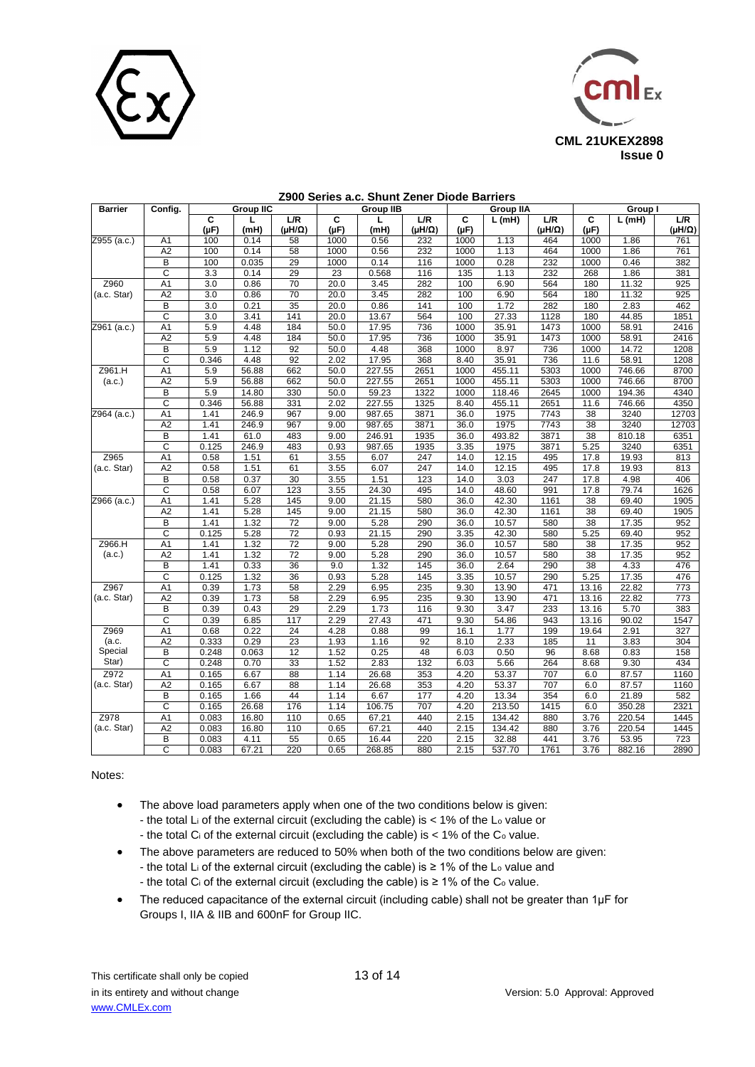CML 21UKEX2898
Issue 0

## Z900 Series a.c. Shunt Zener Diode Barriers

| Barrier | Config. | Group IIC | | | Group IIB | | | Group IIA | | | Group I | | |
|---|---|---|---|---|---|---|---|---|---|---|---|---|---|
| | | C (µF) | L (mH) | L/R (µH/Ω) | C (µF) | L (mH) | L/R (µH/Ω) | C (µF) | L (mH) | L/R (µH/Ω) | C (µF) | L (mH) | L/R (µH/Ω) |
| Z955 (a.c.) | A1 | 100 | 0.14 | 58 | 1000 | 0.56 | 232 | 1000 | 1.13 | 464 | 1000 | 1.86 | 761 |
| | A2 | 100 | 0.14 | 58 | 1000 | 0.56 | 232 | 1000 | 1.13 | 464 | 1000 | 1.86 | 761 |
| | B | 100 | 0.035 | 29 | 1000 | 0.14 | 116 | 1000 | 0.28 | 232 | 1000 | 0.46 | 382 |
| | C | 3.3 | 0.14 | 29 | 23 | 0.568 | 116 | 135 | 1.13 | 232 | 268 | 1.86 | 381 |
| Z960 (a.c. Star) | A1 | 3.0 | 0.86 | 70 | 20.0 | 3.45 | 282 | 100 | 6.90 | 564 | 180 | 11.32 | 925 |
| | A2 | 3.0 | 0.86 | 70 | 20.0 | 3.45 | 282 | 100 | 6.90 | 564 | 180 | 11.32 | 925 |
| | B | 3.0 | 0.21 | 35 | 20.0 | 0.86 | 141 | 100 | 1.72 | 282 | 180 | 2.83 | 462 |
| | C | 3.0 | 3.41 | 141 | 20.0 | 13.67 | 564 | 100 | 27.33 | 1128 | 180 | 44.85 | 1851 |
| Z961 (a.c.) | A1 | 5.9 | 4.48 | 184 | 50.0 | 17.95 | 736 | 1000 | 35.91 | 1473 | 1000 | 58.91 | 2416 |
| | A2 | 5.9 | 4.48 | 184 | 50.0 | 17.95 | 736 | 1000 | 35.91 | 1473 | 1000 | 58.91 | 2416 |
| | B | 5.9 | 1.12 | 92 | 50.0 | 4.48 | 368 | 1000 | 8.97 | 736 | 1000 | 14.72 | 1208 |
| | C | 0.346 | 4.48 | 92 | 2.02 | 17.95 | 368 | 8.40 | 35.91 | 736 | 11.6 | 58.91 | 1208 |
| Z961.H (a.c.) | A1 | 5.9 | 56.88 | 662 | 50.0 | 227.55 | 2651 | 1000 | 455.11 | 5303 | 1000 | 746.66 | 8700 |
| | A2 | 5.9 | 56.88 | 662 | 50.0 | 227.55 | 2651 | 1000 | 455.11 | 5303 | 1000 | 746.66 | 8700 |
| | B | 5.9 | 14.80 | 330 | 50.0 | 59.23 | 1322 | 1000 | 118.46 | 2645 | 1000 | 194.36 | 4340 |
| | C | 0.346 | 56.88 | 331 | 2.02 | 227.55 | 1325 | 8.40 | 455.11 | 2651 | 11.6 | 746.66 | 4350 |
| Z964 (a.c.) | A1 | 1.41 | 246.9 | 967 | 9.00 | 987.65 | 3871 | 36.0 | 1975 | 7743 | 38 | 3240 | 12703 |
| | A2 | 1.41 | 246.9 | 967 | 9.00 | 987.65 | 3871 | 36.0 | 1975 | 7743 | 38 | 3240 | 12703 |
| | B | 1.41 | 61.0 | 483 | 9.00 | 246.91 | 1935 | 36.0 | 493.82 | 3871 | 38 | 810.18 | 6351 |
| | C | 0.125 | 246.9 | 483 | 0.93 | 987.65 | 1935 | 3.35 | 1975 | 3871 | 5.25 | 3240 | 6351 |
| Z965 (a.c. Star) | A1 | 0.58 | 1.51 | 61 | 3.55 | 6.07 | 247 | 14.0 | 12.15 | 495 | 17.8 | 19.93 | 813 |
| | A2 | 0.58 | 1.51 | 61 | 3.55 | 6.07 | 247 | 14.0 | 12.15 | 495 | 17.8 | 19.93 | 813 |
| | B | 0.58 | 0.37 | 30 | 3.55 | 1.51 | 123 | 14.0 | 3.03 | 247 | 17.8 | 4.98 | 406 |
| | C | 0.58 | 6.07 | 123 | 3.55 | 24.30 | 495 | 14.0 | 48.60 | 991 | 17.8 | 79.74 | 1626 |
| Z966 (a.c.) | A1 | 1.41 | 5.28 | 145 | 9.00 | 21.15 | 580 | 36.0 | 42.30 | 1161 | 38 | 69.40 | 1905 |
| | A2 | 1.41 | 5.28 | 145 | 9.00 | 21.15 | 580 | 36.0 | 42.30 | 1161 | 38 | 69.40 | 1905 |
| | B | 1.41 | 1.32 | 72 | 9.00 | 5.28 | 290 | 36.0 | 10.57 | 580 | 38 | 17.35 | 952 |
| | C | 0.125 | 5.28 | 72 | 0.93 | 21.15 | 290 | 3.35 | 42.30 | 580 | 5.25 | 69.40 | 952 |
| Z966.H (a.c.) | A1 | 1.41 | 1.32 | 72 | 9.00 | 5.28 | 290 | 36.0 | 10.57 | 580 | 38 | 17.35 | 952 |
| | A2 | 1.41 | 1.32 | 72 | 9.00 | 5.28 | 290 | 36.0 | 10.57 | 580 | 38 | 17.35 | 952 |
| | B | 1.41 | 0.33 | 36 | 9.0 | 1.32 | 145 | 36.0 | 2.64 | 290 | 38 | 4.33 | 476 |
| | C | 0.125 | 1.32 | 36 | 0.93 | 5.28 | 145 | 3.35 | 10.57 | 290 | 5.25 | 17.35 | 476 |
| Z967 (a.c. Star) | A1 | 0.39 | 1.73 | 58 | 2.29 | 6.95 | 235 | 9.30 | 13.90 | 471 | 13.16 | 22.82 | 773 |
| | A2 | 0.39 | 1.73 | 58 | 2.29 | 6.95 | 235 | 9.30 | 13.90 | 471 | 13.16 | 22.82 | 773 |
| | B | 0.39 | 0.43 | 29 | 2.29 | 1.73 | 116 | 9.30 | 3.47 | 233 | 13.16 | 5.70 | 383 |
| | C | 0.39 | 6.85 | 117 | 2.29 | 27.43 | 471 | 9.30 | 54.86 | 943 | 13.16 | 90.02 | 1547 |
| Z969 (a.c. Special Star) | A1 | 0.68 | 0.22 | 24 | 4.28 | 0.88 | 99 | 16.1 | 1.77 | 199 | 19.64 | 2.91 | 327 |
| | A2 | 0.333 | 0.29 | 23 | 1.93 | 1.16 | 92 | 8.10 | 2.33 | 185 | 11 | 3.83 | 304 |
| | B | 0.248 | 0.063 | 12 | 1.52 | 0.25 | 48 | 6.03 | 0.50 | 96 | 8.68 | 0.83 | 158 |
| | C | 0.248 | 0.70 | 33 | 1.52 | 2.83 | 132 | 6.03 | 5.66 | 264 | 8.68 | 9.30 | 434 |
| Z972 (a.c. Star) | A1 | 0.165 | 6.67 | 88 | 1.14 | 26.68 | 353 | 4.20 | 53.37 | 707 | 6.0 | 87.57 | 1160 |
| | A2 | 0.165 | 6.67 | 88 | 1.14 | 26.68 | 353 | 4.20 | 53.37 | 707 | 6.0 | 87.57 | 1160 |
| | B | 0.165 | 1.66 | 44 | 1.14 | 6.67 | 177 | 4.20 | 13.34 | 354 | 6.0 | 21.89 | 582 |
| | C | 0.165 | 26.68 | 176 | 1.14 | 106.75 | 707 | 4.20 | 213.50 | 1415 | 6.0 | 350.28 | 2321 |
| Z978 (a.c. Star) | A1 | 0.083 | 16.80 | 110 | 0.65 | 67.21 | 440 | 2.15 | 134.42 | 880 | 3.76 | 220.54 | 1445 |
| | A2 | 0.083 | 16.80 | 110 | 0.65 | 67.21 | 440 | 2.15 | 134.42 | 880 | 3.76 | 220.54 | 1445 |
| | B | 0.083 | 4.11 | 55 | 0.65 | 16.44 | 220 | 2.15 | 32.88 | 441 | 3.76 | 53.95 | 723 |
| | C | 0.083 | 67.21 | 220 | 0.65 | 268.85 | 880 | 2.15 | 537.70 | 1761 | 3.76 | 882.16 | 2890 |

Notes:

- The above load parameters apply when one of the two conditions below is given:
  - the total $L_i$ of the external circuit (excluding the cable) is < 1% of the $L_o$ value or
  - the total $C_i$ of the external circuit (excluding the cable) is < 1% of the $C_o$ value.
- The above parameters are reduced to 50% when both of the two conditions below are given:
  - the total $L_i$ of the external circuit (excluding the cable) is ≥ 1% of the $L_o$ value and
  - the total $C_i$ of the external circuit (excluding the cable) is ≥ 1% of the $C_o$ value.
- The reduced capacitance of the external circuit (including cable) shall not be greater than 1µF for Groups I, IIA & IIB and 600nF for Group IIC.

This certificate shall only be copied in its entirety and without change
www.CMLEx.com

Version: 5.0 Approval: Approved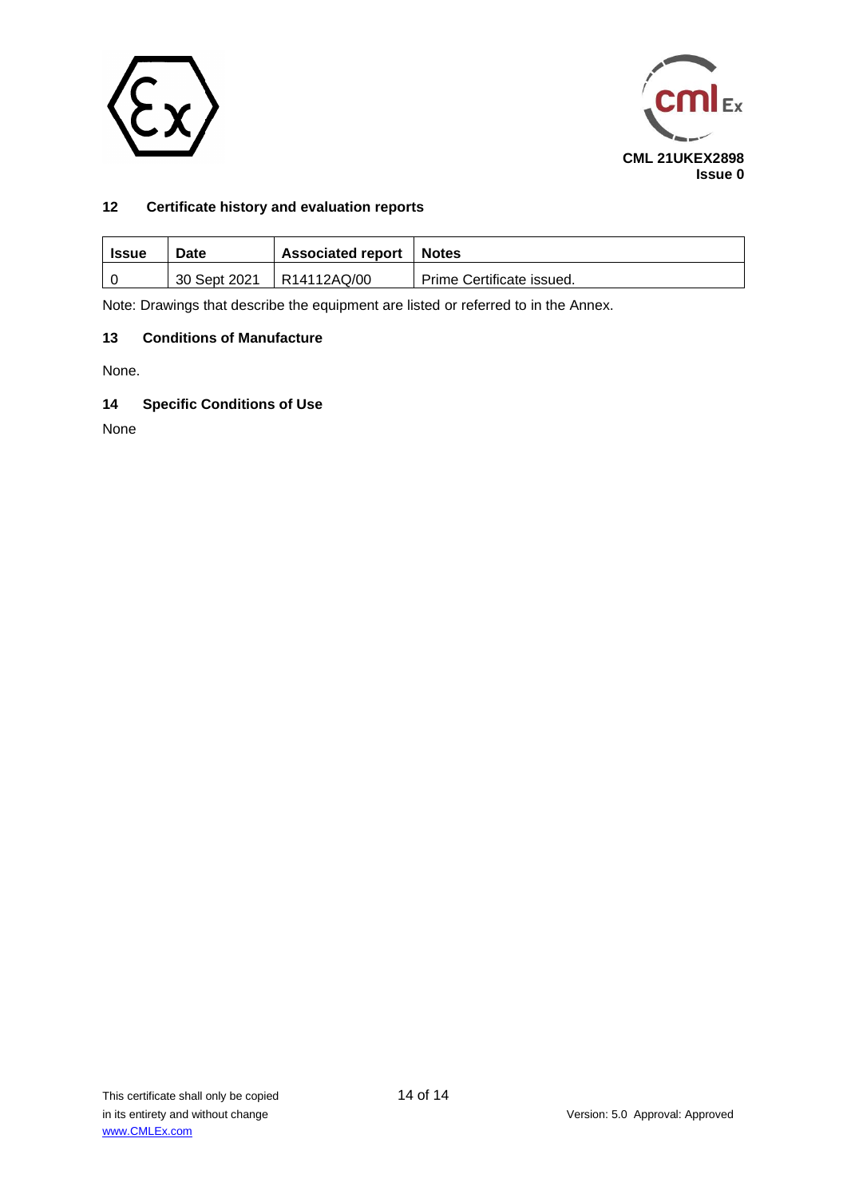## 12 Certificate history and evaluation reports

| Issue | Date | Associated report | Notes |
|---|---|---|---|
| 0 | 30 Sept 2021 | R14112AQ/00 | Prime Certificate issued. |

Note: Drawings that describe the equipment are listed or referred to in the Annex.

## 13 Conditions of Manufacture

None.

## 14 Specific Conditions of Use

None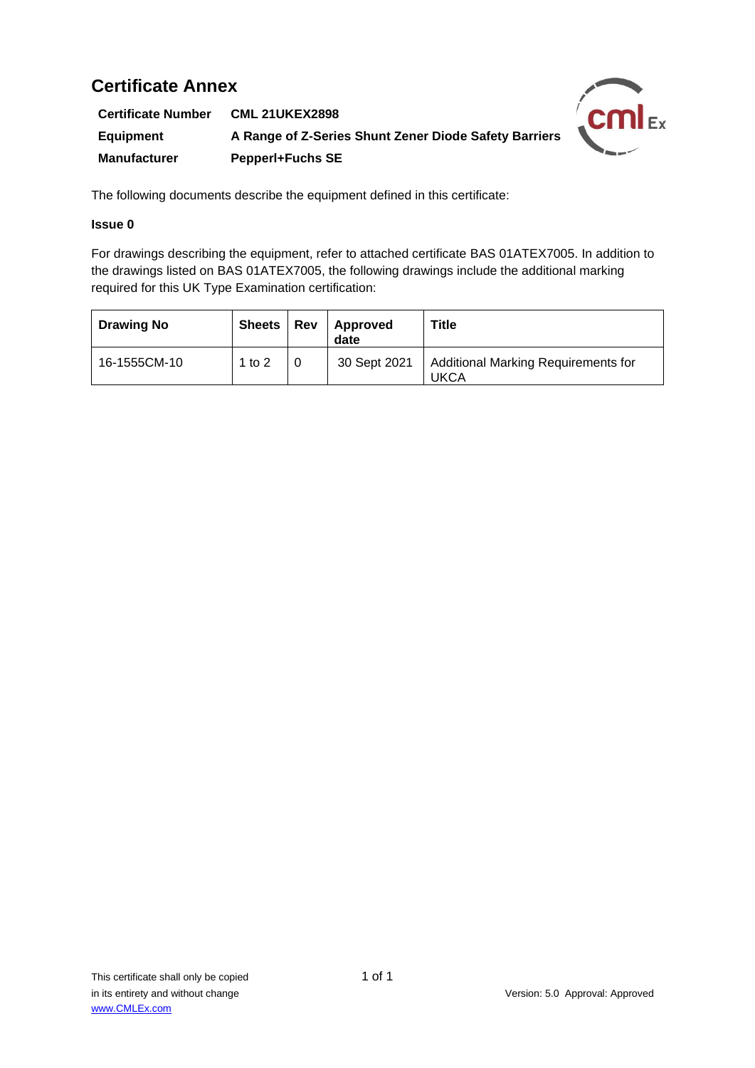# Certificate Annex

| | |
|---|---|
| **Certificate Number** | **CML 21UKEX2898** |
| **Equipment** | **A Range of Z-Series Shunt Zener Diode Safety Barriers** |
| **Manufacturer** | **Pepperl+Fuchs SE** |

The following documents describe the equipment defined in this certificate:

**Issue 0**

For drawings describing the equipment, refer to attached certificate BAS 01ATEX7005. In addition to the drawings listed on BAS 01ATEX7005, the following drawings include the additional marking required for this UK Type Examination certification:

| Drawing No | Sheets | Rev | Approved date | Title |
|---|---|---|---|---|
| 16-1555CM-10 | 1 to 2 | 0 | 30 Sept 2021 | Additional Marking Requirements for UKCA |

This certificate shall only be copied in its entirety and without change
www.CMLEx.com

Version: 5.0 Approval: Approved